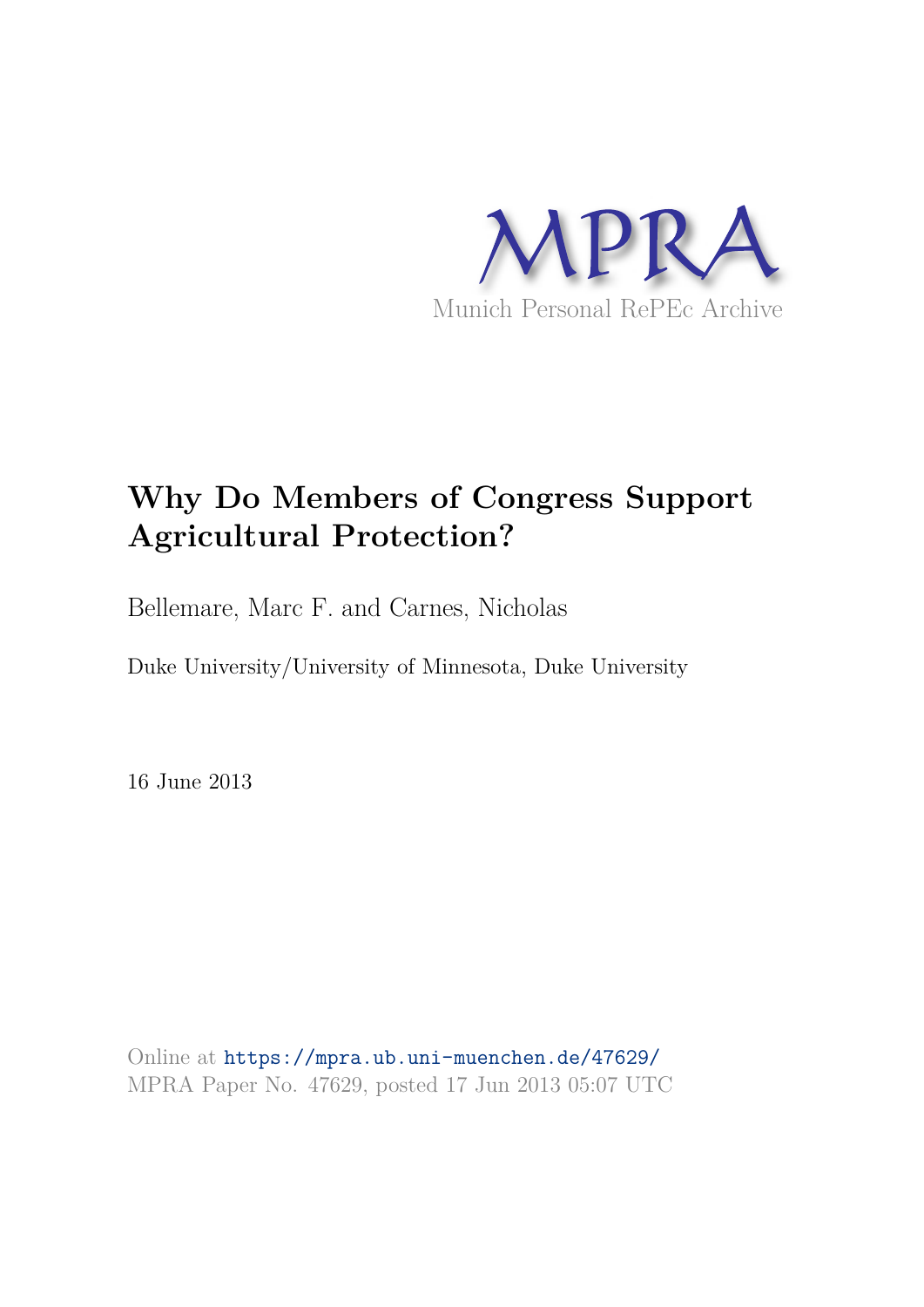MPRA

Munich Personal RePEc Archive

# Why Do Members of Congress Support Agricultural Protection?

Bellemare, Marc F. and Carnes, Nicholas

Duke University/University of Minnesota, Duke University

16 June 2013

Online at https://mpra.ub.uni-muenchen.de/47629/
MPRA Paper No. 47629, posted 17 Jun 2013 05:07 UTC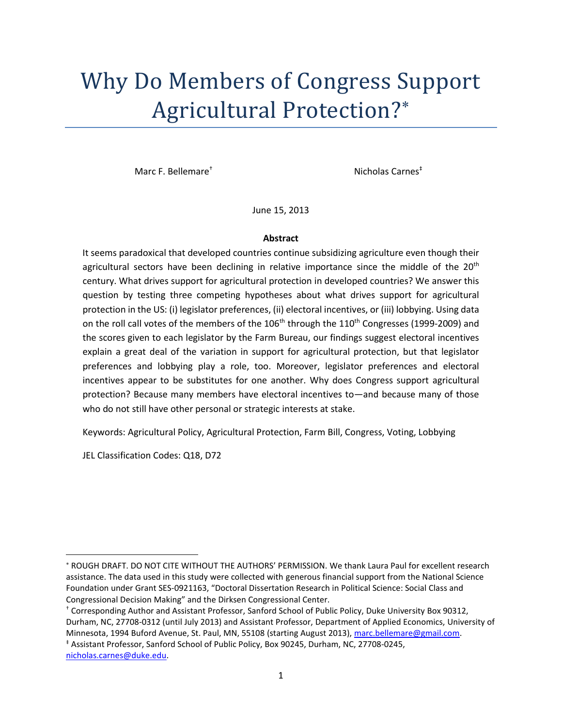# Why Do Members of Congress Support Agricultural Protection?*

Marc F. Bellemare†

Nicholas Carnes‡

June 15, 2013

**Abstract**

It seems paradoxical that developed countries continue subsidizing agriculture even though their agricultural sectors have been declining in relative importance since the middle of the 20th century. What drives support for agricultural protection in developed countries? We answer this question by testing three competing hypotheses about what drives support for agricultural protection in the US: (i) legislator preferences, (ii) electoral incentives, or (iii) lobbying. Using data on the roll call votes of the members of the 106th through the 110th Congresses (1999-2009) and the scores given to each legislator by the Farm Bureau, our findings suggest electoral incentives explain a great deal of the variation in support for agricultural protection, but that legislator preferences and lobbying play a role, too. Moreover, legislator preferences and electoral incentives appear to be substitutes for one another. Why does Congress support agricultural protection? Because many members have electoral incentives to—and because many of those who do not still have other personal or strategic interests at stake.

Keywords: Agricultural Policy, Agricultural Protection, Farm Bill, Congress, Voting, Lobbying

JEL Classification Codes: Q18, D72

---

* ROUGH DRAFT. DO NOT CITE WITHOUT THE AUTHORS' PERMISSION. We thank Laura Paul for excellent research assistance. The data used in this study were collected with generous financial support from the National Science Foundation under Grant SES-0921163, "Doctoral Dissertation Research in Political Science: Social Class and Congressional Decision Making" and the Dirksen Congressional Center.

† Corresponding Author and Assistant Professor, Sanford School of Public Policy, Duke University Box 90312, Durham, NC, 27708-0312 (until July 2013) and Assistant Professor, Department of Applied Economics, University of Minnesota, 1994 Buford Avenue, St. Paul, MN, 55108 (starting August 2013), marc.bellemare@gmail.com.

‡ Assistant Professor, Sanford School of Public Policy, Box 90245, Durham, NC, 27708-0245, nicholas.carnes@duke.edu.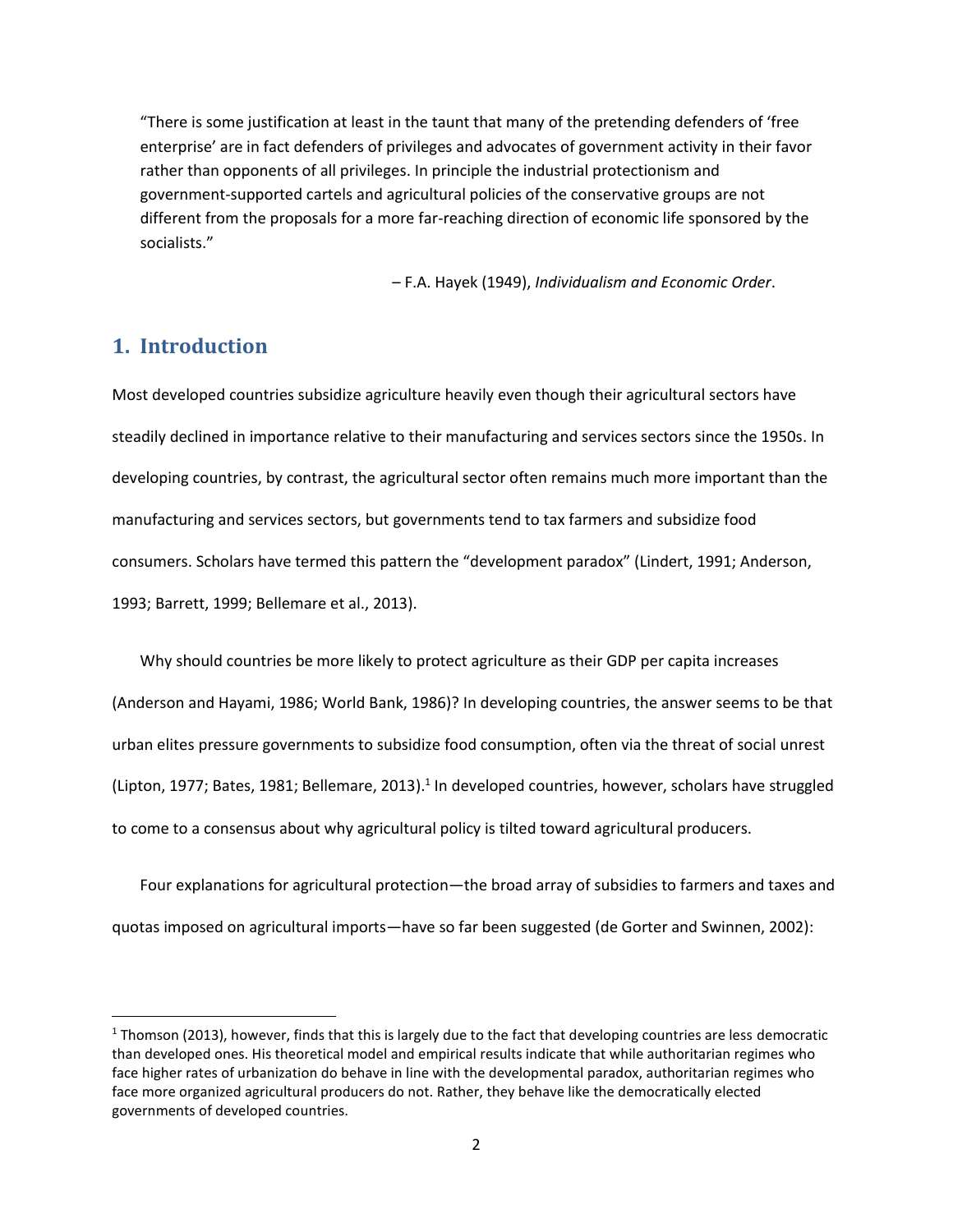> "There is some justification at least in the taunt that many of the pretending defenders of 'free enterprise' are in fact defenders of privileges and advocates of government activity in their favor rather than opponents of all privileges. In principle the industrial protectionism and government-supported cartels and agricultural policies of the conservative groups are not different from the proposals for a more far-reaching direction of economic life sponsored by the socialists."
>
> – F.A. Hayek (1949), *Individualism and Economic Order*.

## 1. Introduction

Most developed countries subsidize agriculture heavily even though their agricultural sectors have steadily declined in importance relative to their manufacturing and services sectors since the 1950s. In developing countries, by contrast, the agricultural sector often remains much more important than the manufacturing and services sectors, but governments tend to tax farmers and subsidize food consumers. Scholars have termed this pattern the "development paradox" (Lindert, 1991; Anderson, 1993; Barrett, 1999; Bellemare et al., 2013).

Why should countries be more likely to protect agriculture as their GDP per capita increases (Anderson and Hayami, 1986; World Bank, 1986)? In developing countries, the answer seems to be that urban elites pressure governments to subsidize food consumption, often via the threat of social unrest (Lipton, 1977; Bates, 1981; Bellemare, 2013).[1] In developed countries, however, scholars have struggled to come to a consensus about why agricultural policy is tilted toward agricultural producers.

Four explanations for agricultural protection—the broad array of subsidies to farmers and taxes and quotas imposed on agricultural imports—have so far been suggested (de Gorter and Swinnen, 2002):

[1] Thomson (2013), however, finds that this is largely due to the fact that developing countries are less democratic than developed ones. His theoretical model and empirical results indicate that while authoritarian regimes who face higher rates of urbanization do behave in line with the developmental paradox, authoritarian regimes who face more organized agricultural producers do not. Rather, they behave like the democratically elected governments of developed countries.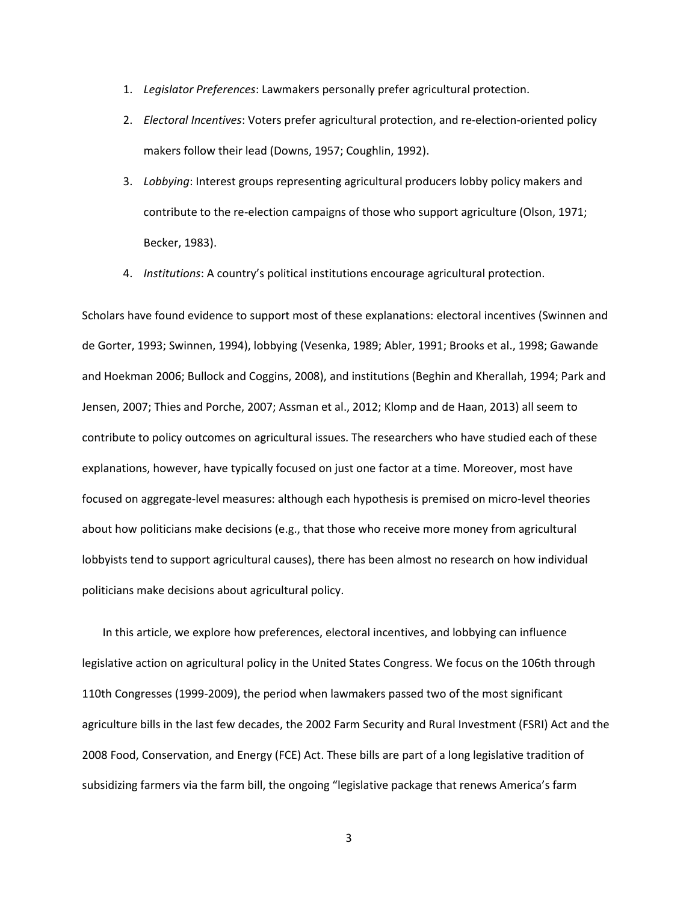1. *Legislator Preferences*: Lawmakers personally prefer agricultural protection.
2. *Electoral Incentives*: Voters prefer agricultural protection, and re-election-oriented policy makers follow their lead (Downs, 1957; Coughlin, 1992).
3. *Lobbying*: Interest groups representing agricultural producers lobby policy makers and contribute to the re-election campaigns of those who support agriculture (Olson, 1971; Becker, 1983).
4. *Institutions*: A country's political institutions encourage agricultural protection.

Scholars have found evidence to support most of these explanations: electoral incentives (Swinnen and de Gorter, 1993; Swinnen, 1994), lobbying (Vesenka, 1989; Abler, 1991; Brooks et al., 1998; Gawande and Hoekman 2006; Bullock and Coggins, 2008), and institutions (Beghin and Kherallah, 1994; Park and Jensen, 2007; Thies and Porche, 2007; Assman et al., 2012; Klomp and de Haan, 2013) all seem to contribute to policy outcomes on agricultural issues. The researchers who have studied each of these explanations, however, have typically focused on just one factor at a time. Moreover, most have focused on aggregate-level measures: although each hypothesis is premised on micro-level theories about how politicians make decisions (e.g., that those who receive more money from agricultural lobbyists tend to support agricultural causes), there has been almost no research on how individual politicians make decisions about agricultural policy.

In this article, we explore how preferences, electoral incentives, and lobbying can influence legislative action on agricultural policy in the United States Congress. We focus on the 106th through 110th Congresses (1999-2009), the period when lawmakers passed two of the most significant agriculture bills in the last few decades, the 2002 Farm Security and Rural Investment (FSRI) Act and the 2008 Food, Conservation, and Energy (FCE) Act. These bills are part of a long legislative tradition of subsidizing farmers via the farm bill, the ongoing "legislative package that renews America's farm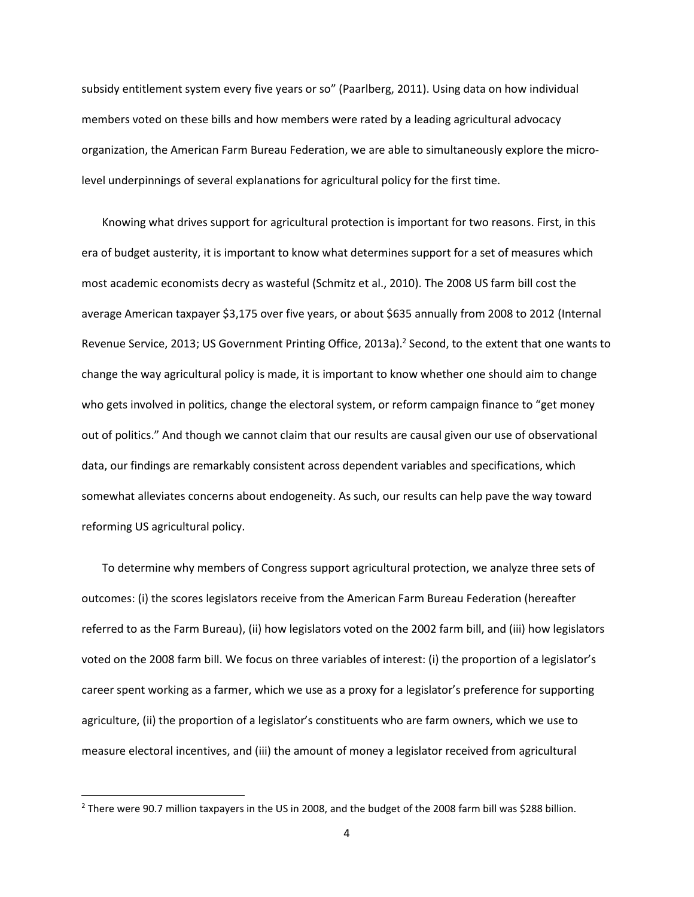subsidy entitlement system every five years or so" (Paarlberg, 2011). Using data on how individual members voted on these bills and how members were rated by a leading agricultural advocacy organization, the American Farm Bureau Federation, we are able to simultaneously explore the micro-level underpinnings of several explanations for agricultural policy for the first time.

Knowing what drives support for agricultural protection is important for two reasons. First, in this era of budget austerity, it is important to know what determines support for a set of measures which most academic economists decry as wasteful (Schmitz et al., 2010). The 2008 US farm bill cost the average American taxpayer $3,175 over five years, or about $635 annually from 2008 to 2012 (Internal Revenue Service, 2013; US Government Printing Office, 2013a).[2] Second, to the extent that one wants to change the way agricultural policy is made, it is important to know whether one should aim to change who gets involved in politics, change the electoral system, or reform campaign finance to "get money out of politics." And though we cannot claim that our results are causal given our use of observational data, our findings are remarkably consistent across dependent variables and specifications, which somewhat alleviates concerns about endogeneity. As such, our results can help pave the way toward reforming US agricultural policy.

To determine why members of Congress support agricultural protection, we analyze three sets of outcomes: (i) the scores legislators receive from the American Farm Bureau Federation (hereafter referred to as the Farm Bureau), (ii) how legislators voted on the 2002 farm bill, and (iii) how legislators voted on the 2008 farm bill. We focus on three variables of interest: (i) the proportion of a legislator's career spent working as a farmer, which we use as a proxy for a legislator's preference for supporting agriculture, (ii) the proportion of a legislator's constituents who are farm owners, which we use to measure electoral incentives, and (iii) the amount of money a legislator received from agricultural

[2] There were 90.7 million taxpayers in the US in 2008, and the budget of the 2008 farm bill was $288 billion.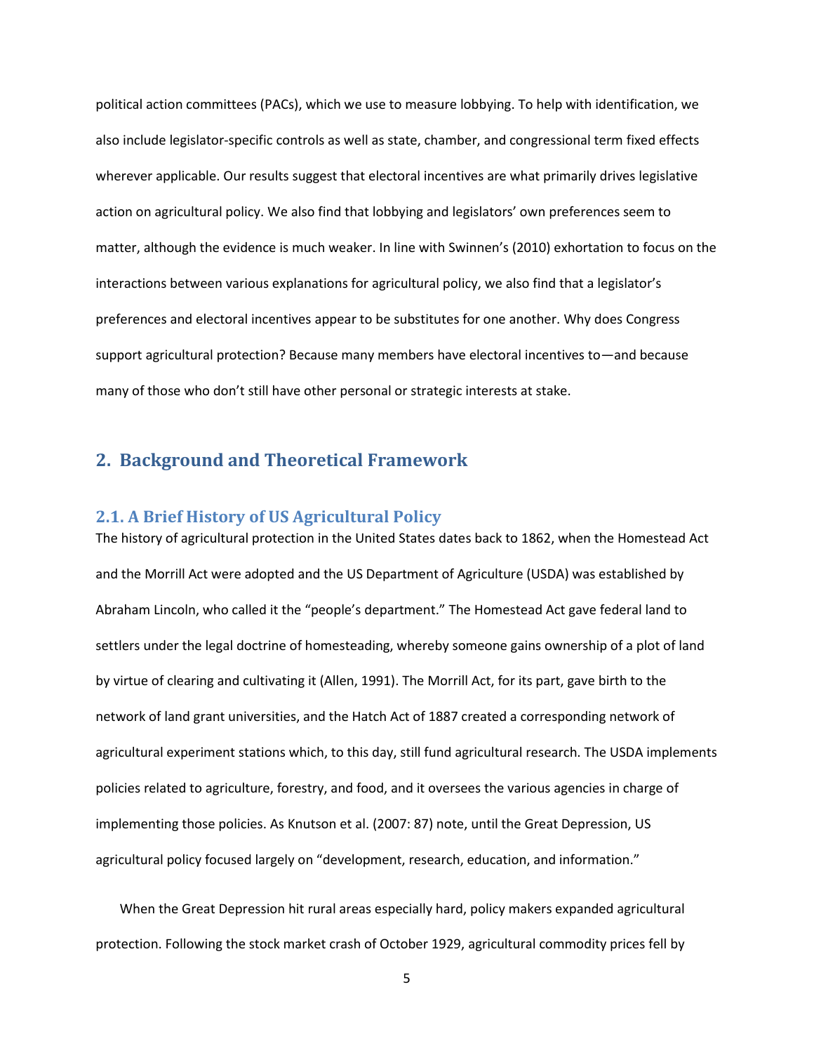political action committees (PACs), which we use to measure lobbying. To help with identification, we also include legislator-specific controls as well as state, chamber, and congressional term fixed effects wherever applicable. Our results suggest that electoral incentives are what primarily drives legislative action on agricultural policy. We also find that lobbying and legislators' own preferences seem to matter, although the evidence is much weaker. In line with Swinnen's (2010) exhortation to focus on the interactions between various explanations for agricultural policy, we also find that a legislator's preferences and electoral incentives appear to be substitutes for one another. Why does Congress support agricultural protection? Because many members have electoral incentives to—and because many of those who don't still have other personal or strategic interests at stake.

## 2. Background and Theoretical Framework

### 2.1. A Brief History of US Agricultural Policy

The history of agricultural protection in the United States dates back to 1862, when the Homestead Act and the Morrill Act were adopted and the US Department of Agriculture (USDA) was established by Abraham Lincoln, who called it the "people's department." The Homestead Act gave federal land to settlers under the legal doctrine of homesteading, whereby someone gains ownership of a plot of land by virtue of clearing and cultivating it (Allen, 1991). The Morrill Act, for its part, gave birth to the network of land grant universities, and the Hatch Act of 1887 created a corresponding network of agricultural experiment stations which, to this day, still fund agricultural research. The USDA implements policies related to agriculture, forestry, and food, and it oversees the various agencies in charge of implementing those policies. As Knutson et al. (2007: 87) note, until the Great Depression, US agricultural policy focused largely on "development, research, education, and information."

When the Great Depression hit rural areas especially hard, policy makers expanded agricultural protection. Following the stock market crash of October 1929, agricultural commodity prices fell by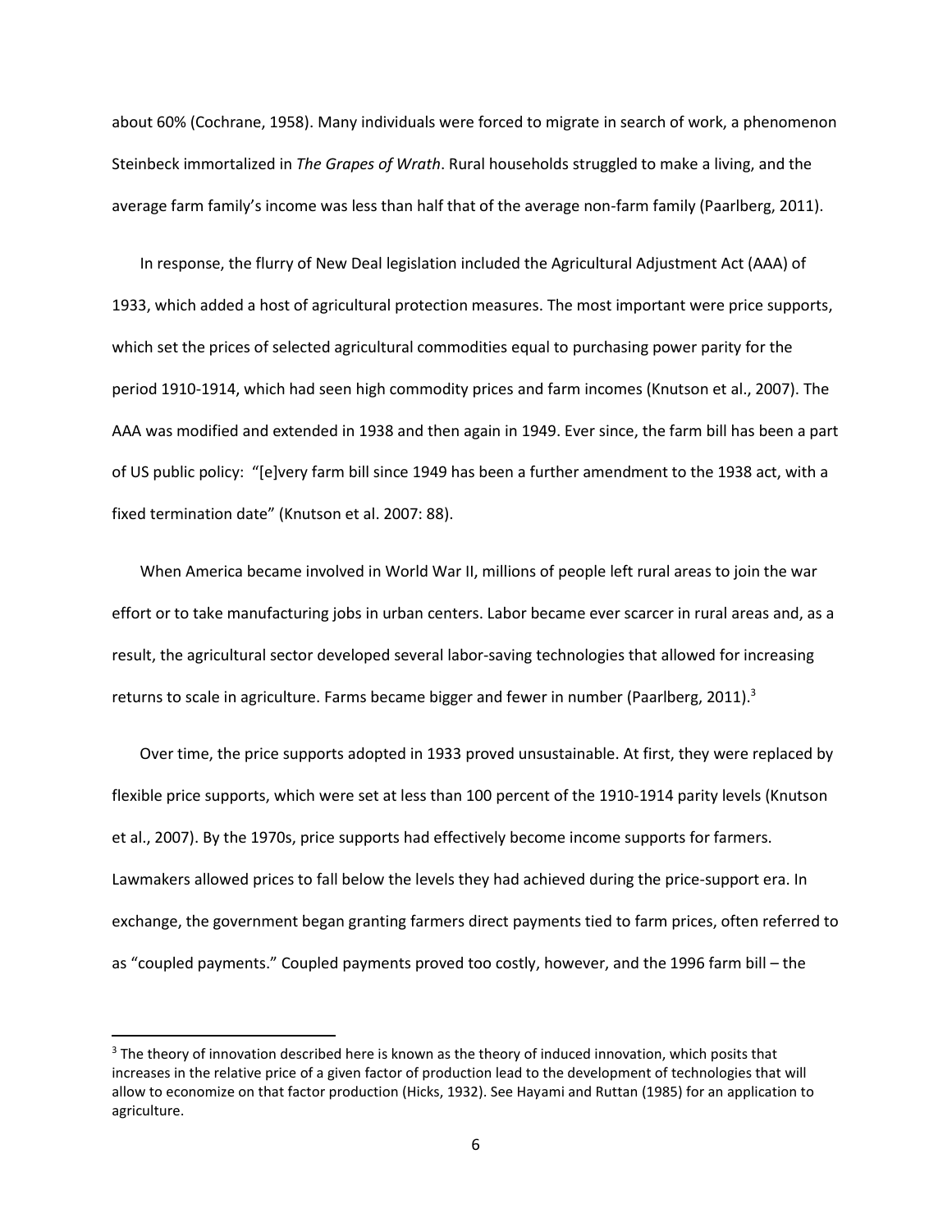about 60% (Cochrane, 1958). Many individuals were forced to migrate in search of work, a phenomenon Steinbeck immortalized in *The Grapes of Wrath*. Rural households struggled to make a living, and the average farm family's income was less than half that of the average non-farm family (Paarlberg, 2011).

In response, the flurry of New Deal legislation included the Agricultural Adjustment Act (AAA) of 1933, which added a host of agricultural protection measures. The most important were price supports, which set the prices of selected agricultural commodities equal to purchasing power parity for the period 1910-1914, which had seen high commodity prices and farm incomes (Knutson et al., 2007). The AAA was modified and extended in 1938 and then again in 1949. Ever since, the farm bill has been a part of US public policy: "[e]very farm bill since 1949 has been a further amendment to the 1938 act, with a fixed termination date" (Knutson et al. 2007: 88).

When America became involved in World War II, millions of people left rural areas to join the war effort or to take manufacturing jobs in urban centers. Labor became ever scarcer in rural areas and, as a result, the agricultural sector developed several labor-saving technologies that allowed for increasing returns to scale in agriculture. Farms became bigger and fewer in number (Paarlberg, 2011).[3]

Over time, the price supports adopted in 1933 proved unsustainable. At first, they were replaced by flexible price supports, which were set at less than 100 percent of the 1910-1914 parity levels (Knutson et al., 2007). By the 1970s, price supports had effectively become income supports for farmers. Lawmakers allowed prices to fall below the levels they had achieved during the price-support era. In exchange, the government began granting farmers direct payments tied to farm prices, often referred to as "coupled payments." Coupled payments proved too costly, however, and the 1996 farm bill – the

[3] The theory of innovation described here is known as the theory of induced innovation, which posits that increases in the relative price of a given factor of production lead to the development of technologies that will allow to economize on that factor production (Hicks, 1932). See Hayami and Ruttan (1985) for an application to agriculture.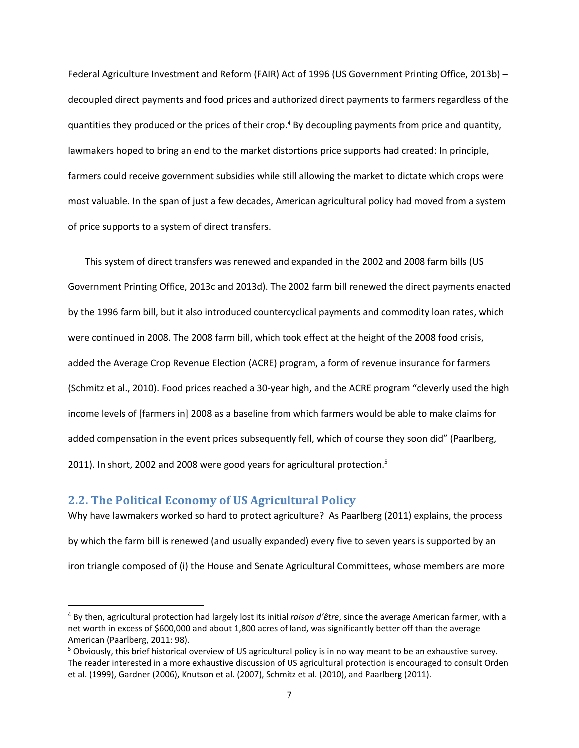Federal Agriculture Investment and Reform (FAIR) Act of 1996 (US Government Printing Office, 2013b) – decoupled direct payments and food prices and authorized direct payments to farmers regardless of the quantities they produced or the prices of their crop.[4] By decoupling payments from price and quantity, lawmakers hoped to bring an end to the market distortions price supports had created: In principle, farmers could receive government subsidies while still allowing the market to dictate which crops were most valuable. In the span of just a few decades, American agricultural policy had moved from a system of price supports to a system of direct transfers.

This system of direct transfers was renewed and expanded in the 2002 and 2008 farm bills (US Government Printing Office, 2013c and 2013d). The 2002 farm bill renewed the direct payments enacted by the 1996 farm bill, but it also introduced countercyclical payments and commodity loan rates, which were continued in 2008. The 2008 farm bill, which took effect at the height of the 2008 food crisis, added the Average Crop Revenue Election (ACRE) program, a form of revenue insurance for farmers (Schmitz et al., 2010). Food prices reached a 30-year high, and the ACRE program "cleverly used the high income levels of [farmers in] 2008 as a baseline from which farmers would be able to make claims for added compensation in the event prices subsequently fell, which of course they soon did" (Paarlberg, 2011). In short, 2002 and 2008 were good years for agricultural protection.[5]

## 2.2. The Political Economy of US Agricultural Policy

Why have lawmakers worked so hard to protect agriculture? As Paarlberg (2011) explains, the process by which the farm bill is renewed (and usually expanded) every five to seven years is supported by an iron triangle composed of (i) the House and Senate Agricultural Committees, whose members are more

---

[4] By then, agricultural protection had largely lost its initial *raison d'être*, since the average American farmer, with a net worth in excess of $600,000 and about 1,800 acres of land, was significantly better off than the average American (Paarlberg, 2011: 98).

[5] Obviously, this brief historical overview of US agricultural policy is in no way meant to be an exhaustive survey. The reader interested in a more exhaustive discussion of US agricultural protection is encouraged to consult Orden et al. (1999), Gardner (2006), Knutson et al. (2007), Schmitz et al. (2010), and Paarlberg (2011).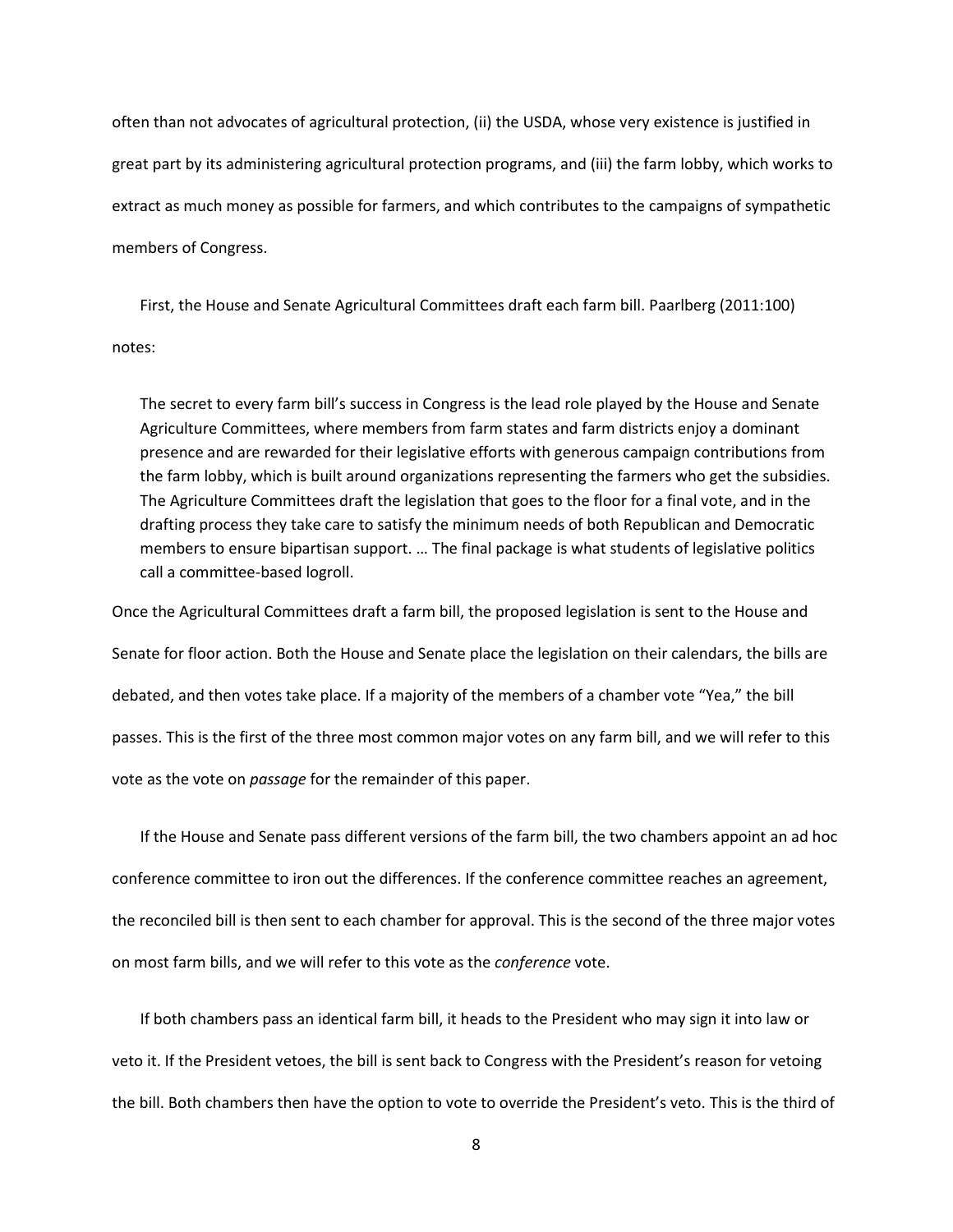often than not advocates of agricultural protection, (ii) the USDA, whose very existence is justified in great part by its administering agricultural protection programs, and (iii) the farm lobby, which works to extract as much money as possible for farmers, and which contributes to the campaigns of sympathetic members of Congress.

First, the House and Senate Agricultural Committees draft each farm bill. Paarlberg (2011:100) notes:

> The secret to every farm bill's success in Congress is the lead role played by the House and Senate Agriculture Committees, where members from farm states and farm districts enjoy a dominant presence and are rewarded for their legislative efforts with generous campaign contributions from the farm lobby, which is built around organizations representing the farmers who get the subsidies. The Agriculture Committees draft the legislation that goes to the floor for a final vote, and in the drafting process they take care to satisfy the minimum needs of both Republican and Democratic members to ensure bipartisan support. … The final package is what students of legislative politics call a committee-based logroll.

Once the Agricultural Committees draft a farm bill, the proposed legislation is sent to the House and Senate for floor action. Both the House and Senate place the legislation on their calendars, the bills are debated, and then votes take place. If a majority of the members of a chamber vote "Yea," the bill passes. This is the first of the three most common major votes on any farm bill, and we will refer to this vote as the vote on *passage* for the remainder of this paper.

If the House and Senate pass different versions of the farm bill, the two chambers appoint an ad hoc conference committee to iron out the differences. If the conference committee reaches an agreement, the reconciled bill is then sent to each chamber for approval. This is the second of the three major votes on most farm bills, and we will refer to this vote as the *conference* vote.

If both chambers pass an identical farm bill, it heads to the President who may sign it into law or veto it. If the President vetoes, the bill is sent back to Congress with the President's reason for vetoing the bill. Both chambers then have the option to vote to override the President's veto. This is the third of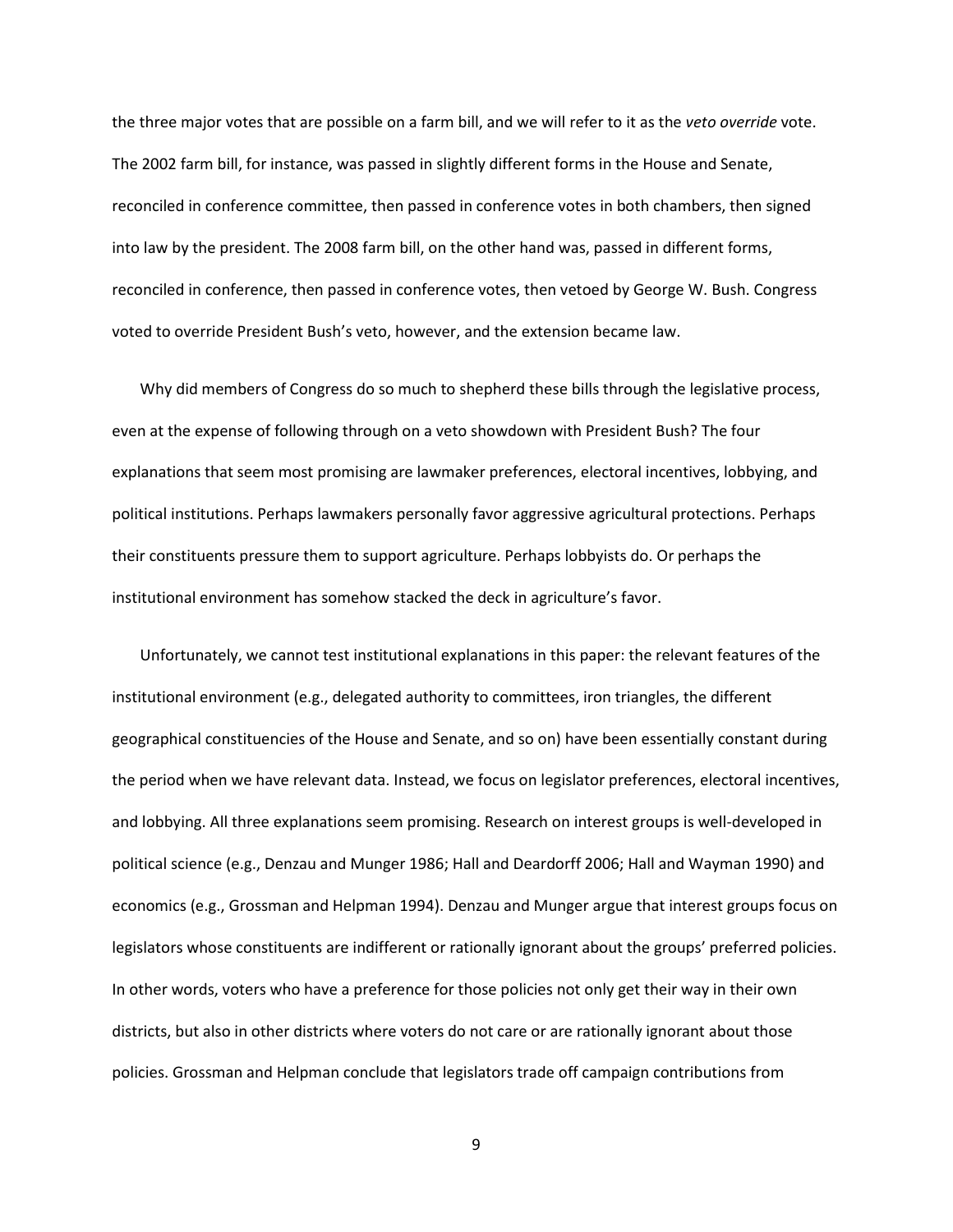the three major votes that are possible on a farm bill, and we will refer to it as the *veto override* vote. The 2002 farm bill, for instance, was passed in slightly different forms in the House and Senate, reconciled in conference committee, then passed in conference votes in both chambers, then signed into law by the president. The 2008 farm bill, on the other hand was, passed in different forms, reconciled in conference, then passed in conference votes, then vetoed by George W. Bush. Congress voted to override President Bush's veto, however, and the extension became law.

Why did members of Congress do so much to shepherd these bills through the legislative process, even at the expense of following through on a veto showdown with President Bush? The four explanations that seem most promising are lawmaker preferences, electoral incentives, lobbying, and political institutions. Perhaps lawmakers personally favor aggressive agricultural protections. Perhaps their constituents pressure them to support agriculture. Perhaps lobbyists do. Or perhaps the institutional environment has somehow stacked the deck in agriculture's favor.

Unfortunately, we cannot test institutional explanations in this paper: the relevant features of the institutional environment (e.g., delegated authority to committees, iron triangles, the different geographical constituencies of the House and Senate, and so on) have been essentially constant during the period when we have relevant data. Instead, we focus on legislator preferences, electoral incentives, and lobbying. All three explanations seem promising. Research on interest groups is well-developed in political science (e.g., Denzau and Munger 1986; Hall and Deardorff 2006; Hall and Wayman 1990) and economics (e.g., Grossman and Helpman 1994). Denzau and Munger argue that interest groups focus on legislators whose constituents are indifferent or rationally ignorant about the groups' preferred policies. In other words, voters who have a preference for those policies not only get their way in their own districts, but also in other districts where voters do not care or are rationally ignorant about those policies. Grossman and Helpman conclude that legislators trade off campaign contributions from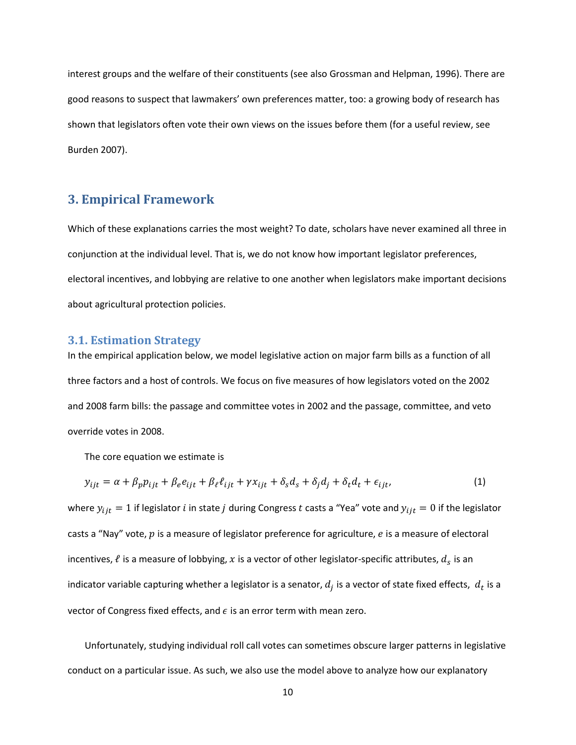interest groups and the welfare of their constituents (see also Grossman and Helpman, 1996). There are good reasons to suspect that lawmakers' own preferences matter, too: a growing body of research has shown that legislators often vote their own views on the issues before them (for a useful review, see Burden 2007).

## 3. Empirical Framework

Which of these explanations carries the most weight? To date, scholars have never examined all three in conjunction at the individual level. That is, we do not know how important legislator preferences, electoral incentives, and lobbying are relative to one another when legislators make important decisions about agricultural protection policies.

### 3.1. Estimation Strategy

In the empirical application below, we model legislative action on major farm bills as a function of all three factors and a host of controls. We focus on five measures of how legislators voted on the 2002 and 2008 farm bills: the passage and committee votes in 2002 and the passage, committee, and veto override votes in 2008.

The core equation we estimate is

$$y_{ijt} = \alpha + \beta_p p_{ijt} + \beta_e e_{ijt} + \beta_\ell \ell_{ijt} + \gamma x_{ijt} + \delta_s d_s + \delta_j d_j + \delta_t d_t + \epsilon_{ijt}, \tag{1}$$

where $y_{ijt} = 1$ if legislator $i$ in state $j$ during Congress $t$ casts a "Yea" vote and $y_{ijt} = 0$ if the legislator casts a "Nay" vote, $p$ is a measure of legislator preference for agriculture, $e$ is a measure of electoral incentives, $\ell$ is a measure of lobbying, $x$ is a vector of other legislator-specific attributes, $d_s$ is an indicator variable capturing whether a legislator is a senator, $d_j$ is a vector of state fixed effects, $d_t$ is a vector of Congress fixed effects, and $\epsilon$ is an error term with mean zero.

Unfortunately, studying individual roll call votes can sometimes obscure larger patterns in legislative conduct on a particular issue. As such, we also use the model above to analyze how our explanatory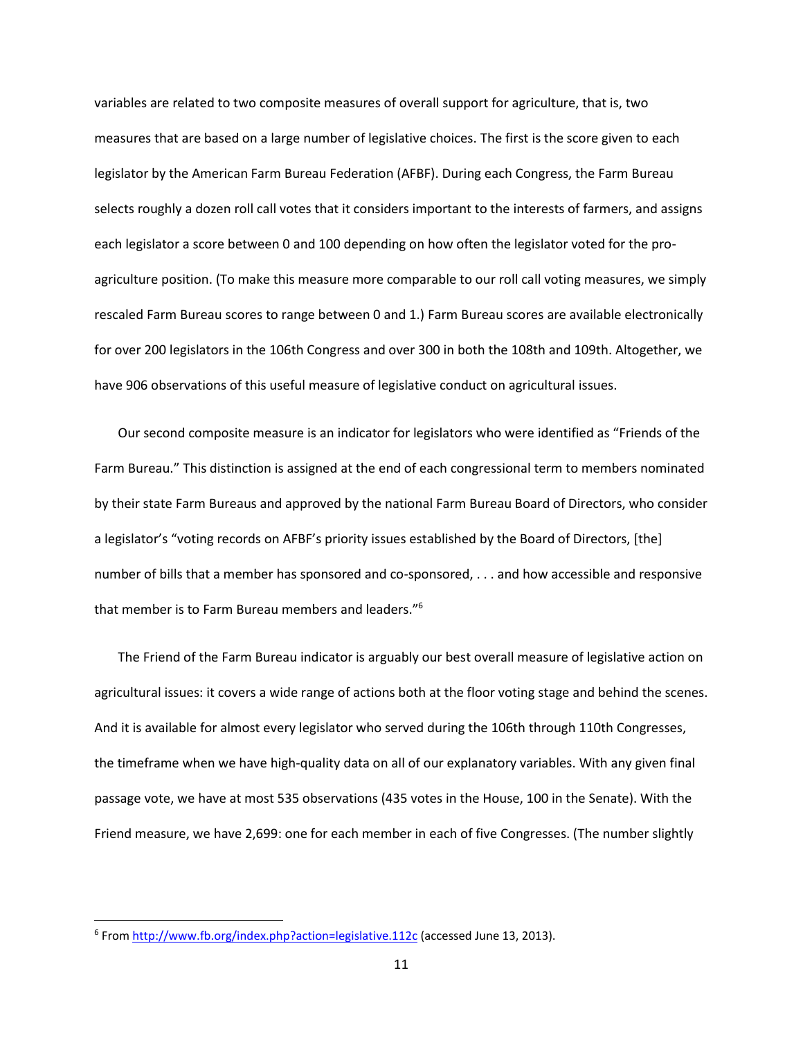variables are related to two composite measures of overall support for agriculture, that is, two measures that are based on a large number of legislative choices. The first is the score given to each legislator by the American Farm Bureau Federation (AFBF). During each Congress, the Farm Bureau selects roughly a dozen roll call votes that it considers important to the interests of farmers, and assigns each legislator a score between 0 and 100 depending on how often the legislator voted for the pro-agriculture position. (To make this measure more comparable to our roll call voting measures, we simply rescaled Farm Bureau scores to range between 0 and 1.) Farm Bureau scores are available electronically for over 200 legislators in the 106th Congress and over 300 in both the 108th and 109th. Altogether, we have 906 observations of this useful measure of legislative conduct on agricultural issues.

Our second composite measure is an indicator for legislators who were identified as "Friends of the Farm Bureau." This distinction is assigned at the end of each congressional term to members nominated by their state Farm Bureaus and approved by the national Farm Bureau Board of Directors, who consider a legislator's "voting records on AFBF's priority issues established by the Board of Directors, [the] number of bills that a member has sponsored and co-sponsored, . . . and how accessible and responsive that member is to Farm Bureau members and leaders."[6]

The Friend of the Farm Bureau indicator is arguably our best overall measure of legislative action on agricultural issues: it covers a wide range of actions both at the floor voting stage and behind the scenes. And it is available for almost every legislator who served during the 106th through 110th Congresses, the timeframe when we have high-quality data on all of our explanatory variables. With any given final passage vote, we have at most 535 observations (435 votes in the House, 100 in the Senate). With the Friend measure, we have 2,699: one for each member in each of five Congresses. (The number slightly

[6] From http://www.fb.org/index.php?action=legislative.112c (accessed June 13, 2013).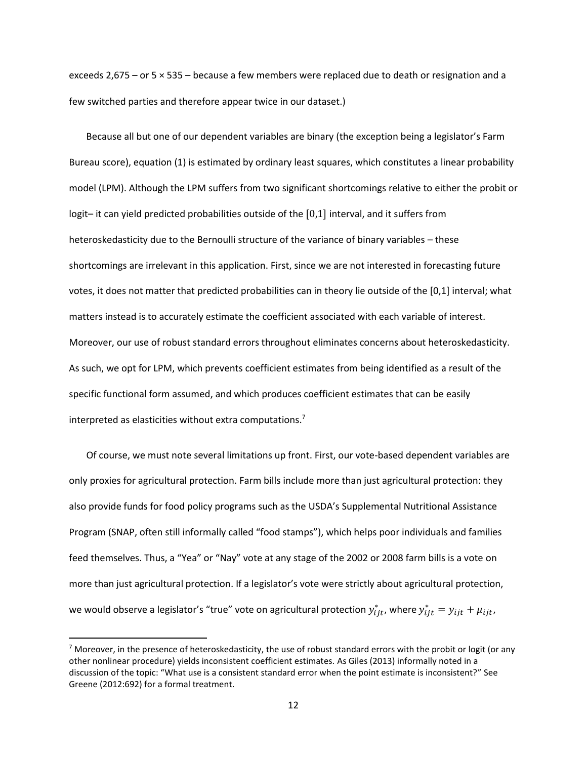exceeds 2,675 – or 5 × 535 – because a few members were replaced due to death or resignation and a few switched parties and therefore appear twice in our dataset.)

Because all but one of our dependent variables are binary (the exception being a legislator's Farm Bureau score), equation (1) is estimated by ordinary least squares, which constitutes a linear probability model (LPM). Although the LPM suffers from two significant shortcomings relative to either the probit or logit– it can yield predicted probabilities outside of the $[0,1]$ interval, and it suffers from heteroskedasticity due to the Bernoulli structure of the variance of binary variables – these shortcomings are irrelevant in this application. First, since we are not interested in forecasting future votes, it does not matter that predicted probabilities can in theory lie outside of the [0,1] interval; what matters instead is to accurately estimate the coefficient associated with each variable of interest. Moreover, our use of robust standard errors throughout eliminates concerns about heteroskedasticity. As such, we opt for LPM, which prevents coefficient estimates from being identified as a result of the specific functional form assumed, and which produces coefficient estimates that can be easily interpreted as elasticities without extra computations.[7]

Of course, we must note several limitations up front. First, our vote-based dependent variables are only proxies for agricultural protection. Farm bills include more than just agricultural protection: they also provide funds for food policy programs such as the USDA's Supplemental Nutritional Assistance Program (SNAP, often still informally called "food stamps"), which helps poor individuals and families feed themselves. Thus, a "Yea" or "Nay" vote at any stage of the 2002 or 2008 farm bills is a vote on more than just agricultural protection. If a legislator's vote were strictly about agricultural protection, we would observe a legislator's "true" vote on agricultural protection $y_{ijt}^{*}$, where $y_{ijt}^{*} = y_{ijt} + \mu_{ijt}$,

[7] Moreover, in the presence of heteroskedasticity, the use of robust standard errors with the probit or logit (or any other nonlinear procedure) yields inconsistent coefficient estimates. As Giles (2013) informally noted in a discussion of the topic: "What use is a consistent standard error when the point estimate is inconsistent?" See Greene (2012:692) for a formal treatment.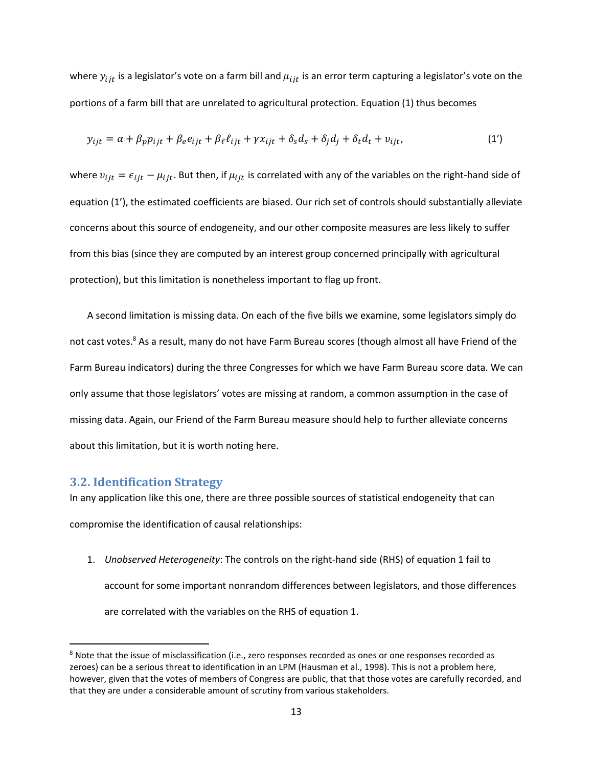where $y_{ijt}$ is a legislator's vote on a farm bill and $\mu_{ijt}$ is an error term capturing a legislator's vote on the portions of a farm bill that are unrelated to agricultural protection. Equation (1) thus becomes

$$y_{ijt} = \alpha + \beta_p p_{ijt} + \beta_e e_{ijt} + \beta_\ell \ell_{ijt} + \gamma x_{ijt} + \delta_s d_s + \delta_j d_j + \delta_t d_t + \upsilon_{ijt}, \tag{1'}$$

where $\upsilon_{ijt} = \epsilon_{ijt} - \mu_{ijt}$. But then, if $\mu_{ijt}$ is correlated with any of the variables on the right-hand side of equation (1'), the estimated coefficients are biased. Our rich set of controls should substantially alleviate concerns about this source of endogeneity, and our other composite measures are less likely to suffer from this bias (since they are computed by an interest group concerned principally with agricultural protection), but this limitation is nonetheless important to flag up front.

A second limitation is missing data. On each of the five bills we examine, some legislators simply do not cast votes.[8] As a result, many do not have Farm Bureau scores (though almost all have Friend of the Farm Bureau indicators) during the three Congresses for which we have Farm Bureau score data. We can only assume that those legislators' votes are missing at random, a common assumption in the case of missing data. Again, our Friend of the Farm Bureau measure should help to further alleviate concerns about this limitation, but it is worth noting here.

### 3.2. Identification Strategy

In any application like this one, there are three possible sources of statistical endogeneity that can compromise the identification of causal relationships:

1. *Unobserved Heterogeneity*: The controls on the right-hand side (RHS) of equation 1 fail to account for some important nonrandom differences between legislators, and those differences are correlated with the variables on the RHS of equation 1.

[8] Note that the issue of misclassification (i.e., zero responses recorded as ones or one responses recorded as zeroes) can be a serious threat to identification in an LPM (Hausman et al., 1998). This is not a problem here, however, given that the votes of members of Congress are public, that that those votes are carefully recorded, and that they are under a considerable amount of scrutiny from various stakeholders.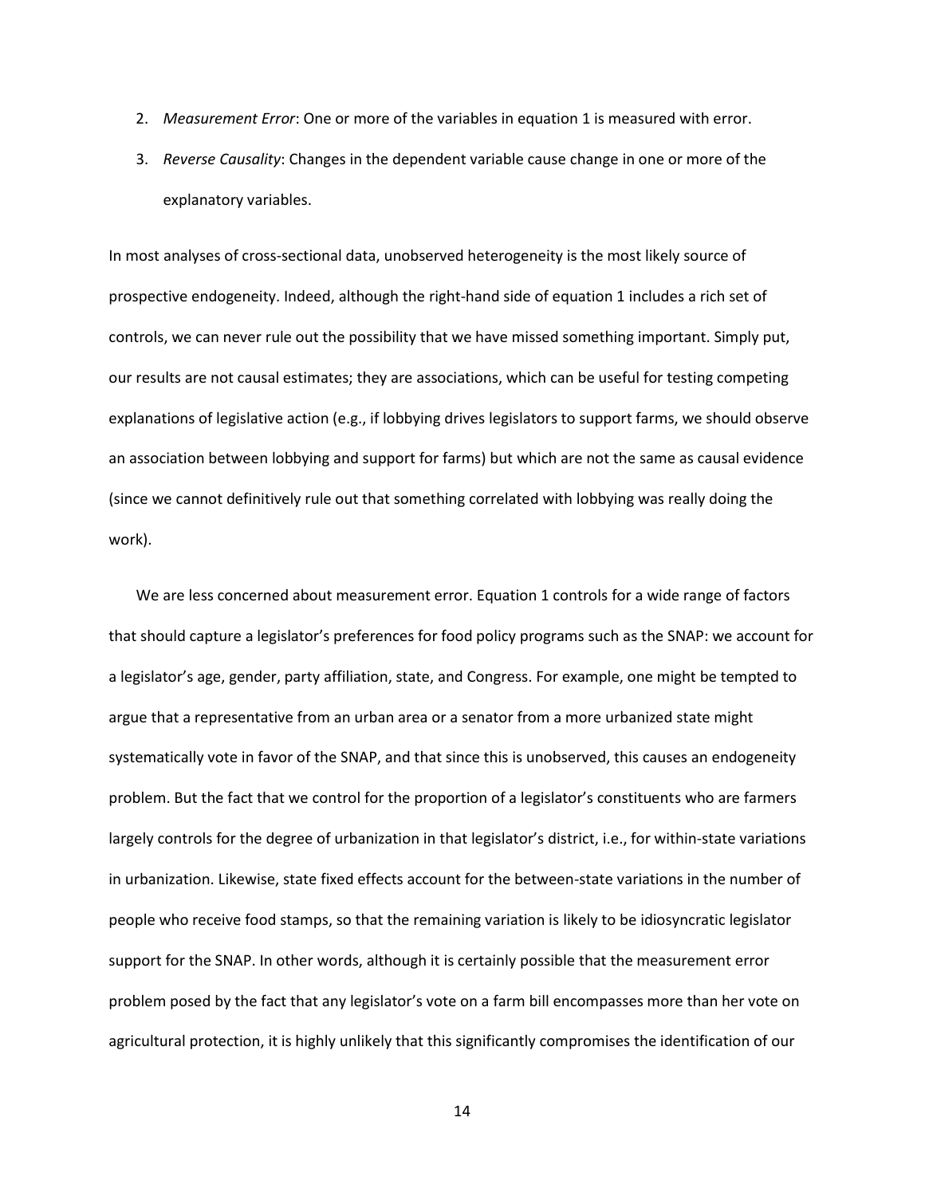2. *Measurement Error*: One or more of the variables in equation 1 is measured with error.
3. *Reverse Causality*: Changes in the dependent variable cause change in one or more of the explanatory variables.

In most analyses of cross-sectional data, unobserved heterogeneity is the most likely source of prospective endogeneity. Indeed, although the right-hand side of equation 1 includes a rich set of controls, we can never rule out the possibility that we have missed something important. Simply put, our results are not causal estimates; they are associations, which can be useful for testing competing explanations of legislative action (e.g., if lobbying drives legislators to support farms, we should observe an association between lobbying and support for farms) but which are not the same as causal evidence (since we cannot definitively rule out that something correlated with lobbying was really doing the work).

We are less concerned about measurement error. Equation 1 controls for a wide range of factors that should capture a legislator's preferences for food policy programs such as the SNAP: we account for a legislator's age, gender, party affiliation, state, and Congress. For example, one might be tempted to argue that a representative from an urban area or a senator from a more urbanized state might systematically vote in favor of the SNAP, and that since this is unobserved, this causes an endogeneity problem. But the fact that we control for the proportion of a legislator's constituents who are farmers largely controls for the degree of urbanization in that legislator's district, i.e., for within-state variations in urbanization. Likewise, state fixed effects account for the between-state variations in the number of people who receive food stamps, so that the remaining variation is likely to be idiosyncratic legislator support for the SNAP. In other words, although it is certainly possible that the measurement error problem posed by the fact that any legislator's vote on a farm bill encompasses more than her vote on agricultural protection, it is highly unlikely that this significantly compromises the identification of our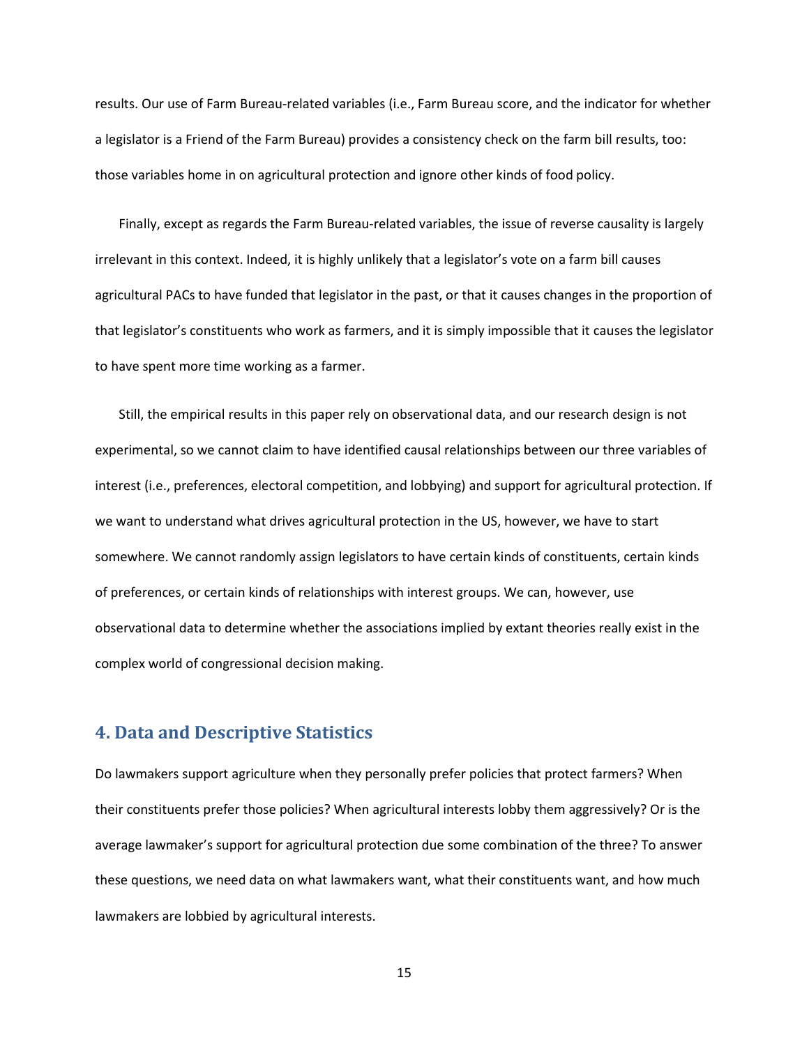results. Our use of Farm Bureau-related variables (i.e., Farm Bureau score, and the indicator for whether a legislator is a Friend of the Farm Bureau) provides a consistency check on the farm bill results, too: those variables home in on agricultural protection and ignore other kinds of food policy.

Finally, except as regards the Farm Bureau-related variables, the issue of reverse causality is largely irrelevant in this context. Indeed, it is highly unlikely that a legislator's vote on a farm bill causes agricultural PACs to have funded that legislator in the past, or that it causes changes in the proportion of that legislator's constituents who work as farmers, and it is simply impossible that it causes the legislator to have spent more time working as a farmer.

Still, the empirical results in this paper rely on observational data, and our research design is not experimental, so we cannot claim to have identified causal relationships between our three variables of interest (i.e., preferences, electoral competition, and lobbying) and support for agricultural protection. If we want to understand what drives agricultural protection in the US, however, we have to start somewhere. We cannot randomly assign legislators to have certain kinds of constituents, certain kinds of preferences, or certain kinds of relationships with interest groups. We can, however, use observational data to determine whether the associations implied by extant theories really exist in the complex world of congressional decision making.

## 4. Data and Descriptive Statistics

Do lawmakers support agriculture when they personally prefer policies that protect farmers? When their constituents prefer those policies? When agricultural interests lobby them aggressively? Or is the average lawmaker's support for agricultural protection due some combination of the three? To answer these questions, we need data on what lawmakers want, what their constituents want, and how much lawmakers are lobbied by agricultural interests.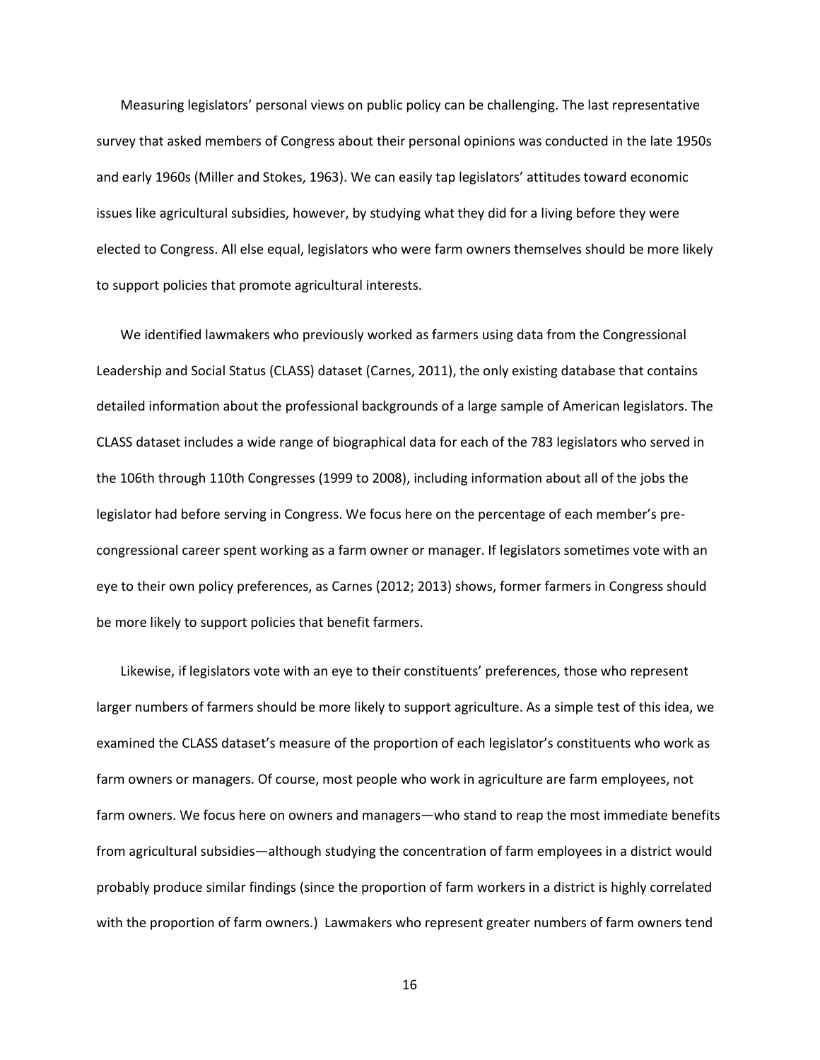Measuring legislators' personal views on public policy can be challenging. The last representative survey that asked members of Congress about their personal opinions was conducted in the late 1950s and early 1960s (Miller and Stokes, 1963). We can easily tap legislators' attitudes toward economic issues like agricultural subsidies, however, by studying what they did for a living before they were elected to Congress. All else equal, legislators who were farm owners themselves should be more likely to support policies that promote agricultural interests.

We identified lawmakers who previously worked as farmers using data from the Congressional Leadership and Social Status (CLASS) dataset (Carnes, 2011), the only existing database that contains detailed information about the professional backgrounds of a large sample of American legislators. The CLASS dataset includes a wide range of biographical data for each of the 783 legislators who served in the 106th through 110th Congresses (1999 to 2008), including information about all of the jobs the legislator had before serving in Congress. We focus here on the percentage of each member's pre-congressional career spent working as a farm owner or manager. If legislators sometimes vote with an eye to their own policy preferences, as Carnes (2012; 2013) shows, former farmers in Congress should be more likely to support policies that benefit farmers.

Likewise, if legislators vote with an eye to their constituents' preferences, those who represent larger numbers of farmers should be more likely to support agriculture. As a simple test of this idea, we examined the CLASS dataset's measure of the proportion of each legislator's constituents who work as farm owners or managers. Of course, most people who work in agriculture are farm employees, not farm owners. We focus here on owners and managers—who stand to reap the most immediate benefits from agricultural subsidies—although studying the concentration of farm employees in a district would probably produce similar findings (since the proportion of farm workers in a district is highly correlated with the proportion of farm owners.) Lawmakers who represent greater numbers of farm owners tend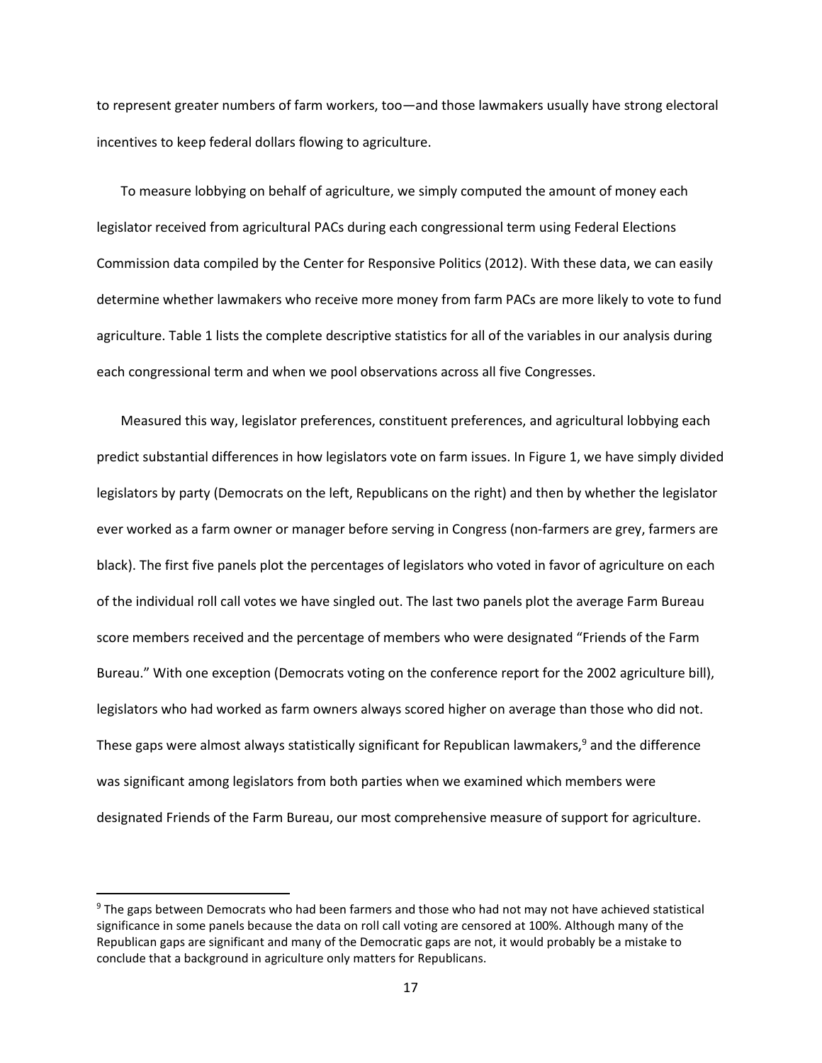to represent greater numbers of farm workers, too—and those lawmakers usually have strong electoral incentives to keep federal dollars flowing to agriculture.

To measure lobbying on behalf of agriculture, we simply computed the amount of money each legislator received from agricultural PACs during each congressional term using Federal Elections Commission data compiled by the Center for Responsive Politics (2012). With these data, we can easily determine whether lawmakers who receive more money from farm PACs are more likely to vote to fund agriculture. Table 1 lists the complete descriptive statistics for all of the variables in our analysis during each congressional term and when we pool observations across all five Congresses.

Measured this way, legislator preferences, constituent preferences, and agricultural lobbying each predict substantial differences in how legislators vote on farm issues. In Figure 1, we have simply divided legislators by party (Democrats on the left, Republicans on the right) and then by whether the legislator ever worked as a farm owner or manager before serving in Congress (non-farmers are grey, farmers are black). The first five panels plot the percentages of legislators who voted in favor of agriculture on each of the individual roll call votes we have singled out. The last two panels plot the average Farm Bureau score members received and the percentage of members who were designated "Friends of the Farm Bureau." With one exception (Democrats voting on the conference report for the 2002 agriculture bill), legislators who had worked as farm owners always scored higher on average than those who did not. These gaps were almost always statistically significant for Republican lawmakers,[9] and the difference was significant among legislators from both parties when we examined which members were designated Friends of the Farm Bureau, our most comprehensive measure of support for agriculture.

[9] The gaps between Democrats who had been farmers and those who had not may not have achieved statistical significance in some panels because the data on roll call voting are censored at 100%. Although many of the Republican gaps are significant and many of the Democratic gaps are not, it would probably be a mistake to conclude that a background in agriculture only matters for Republicans.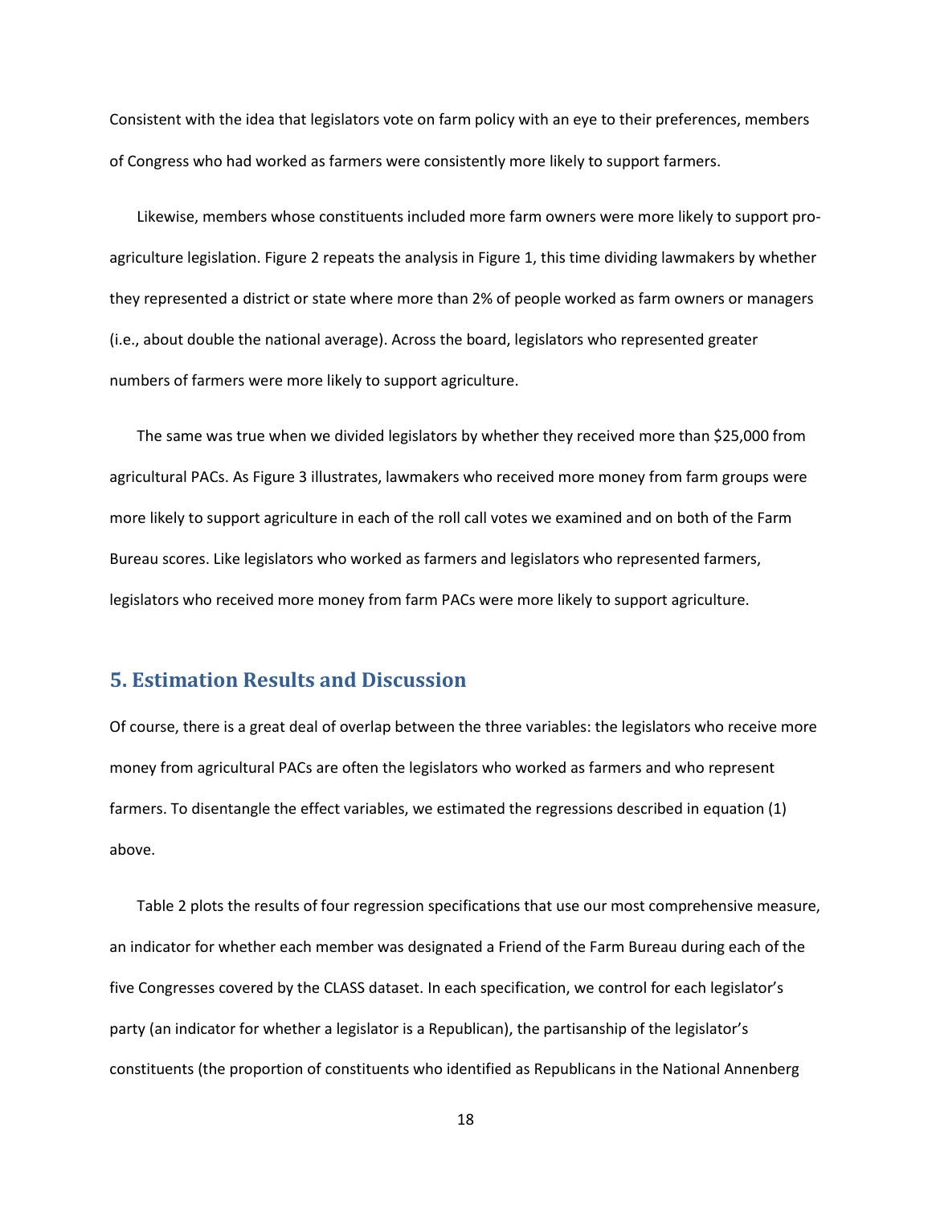Consistent with the idea that legislators vote on farm policy with an eye to their preferences, members of Congress who had worked as farmers were consistently more likely to support farmers.

Likewise, members whose constituents included more farm owners were more likely to support pro-agriculture legislation. Figure 2 repeats the analysis in Figure 1, this time dividing lawmakers by whether they represented a district or state where more than 2% of people worked as farm owners or managers (i.e., about double the national average). Across the board, legislators who represented greater numbers of farmers were more likely to support agriculture.

The same was true when we divided legislators by whether they received more than $25,000 from agricultural PACs. As Figure 3 illustrates, lawmakers who received more money from farm groups were more likely to support agriculture in each of the roll call votes we examined and on both of the Farm Bureau scores. Like legislators who worked as farmers and legislators who represented farmers, legislators who received more money from farm PACs were more likely to support agriculture.

## 5. Estimation Results and Discussion

Of course, there is a great deal of overlap between the three variables: the legislators who receive more money from agricultural PACs are often the legislators who worked as farmers and who represent farmers. To disentangle the effect variables, we estimated the regressions described in equation (1) above.

Table 2 plots the results of four regression specifications that use our most comprehensive measure, an indicator for whether each member was designated a Friend of the Farm Bureau during each of the five Congresses covered by the CLASS dataset. In each specification, we control for each legislator's party (an indicator for whether a legislator is a Republican), the partisanship of the legislator's constituents (the proportion of constituents who identified as Republicans in the National Annenberg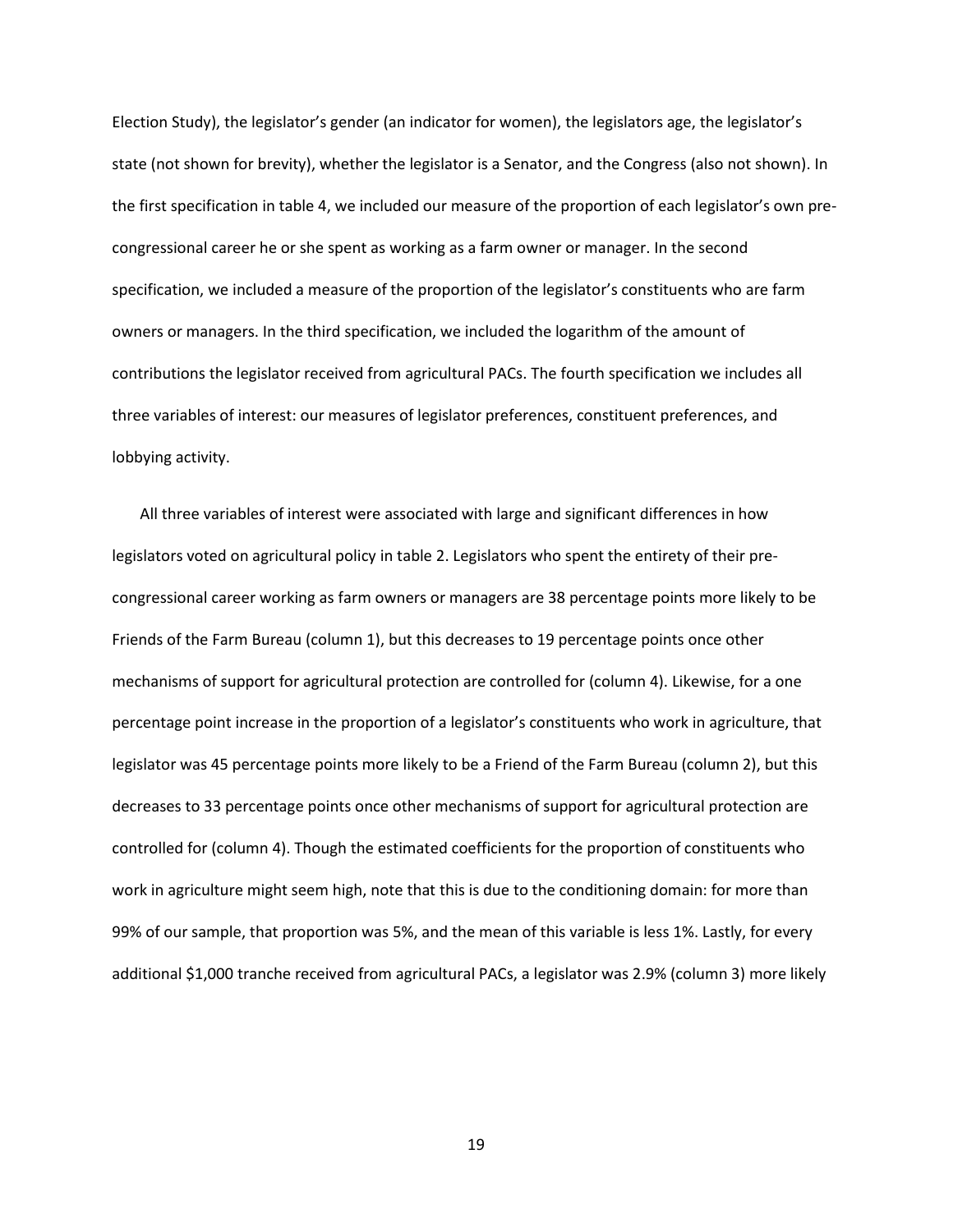Election Study), the legislator's gender (an indicator for women), the legislators age, the legislator's state (not shown for brevity), whether the legislator is a Senator, and the Congress (also not shown). In the first specification in table 4, we included our measure of the proportion of each legislator's own pre-congressional career he or she spent as working as a farm owner or manager. In the second specification, we included a measure of the proportion of the legislator's constituents who are farm owners or managers. In the third specification, we included the logarithm of the amount of contributions the legislator received from agricultural PACs. The fourth specification we includes all three variables of interest: our measures of legislator preferences, constituent preferences, and lobbying activity.

All three variables of interest were associated with large and significant differences in how legislators voted on agricultural policy in table 2. Legislators who spent the entirety of their pre-congressional career working as farm owners or managers are 38 percentage points more likely to be Friends of the Farm Bureau (column 1), but this decreases to 19 percentage points once other mechanisms of support for agricultural protection are controlled for (column 4). Likewise, for a one percentage point increase in the proportion of a legislator's constituents who work in agriculture, that legislator was 45 percentage points more likely to be a Friend of the Farm Bureau (column 2), but this decreases to 33 percentage points once other mechanisms of support for agricultural protection are controlled for (column 4). Though the estimated coefficients for the proportion of constituents who work in agriculture might seem high, note that this is due to the conditioning domain: for more than 99% of our sample, that proportion was 5%, and the mean of this variable is less 1%. Lastly, for every additional $1,000 tranche received from agricultural PACs, a legislator was 2.9% (column 3) more likely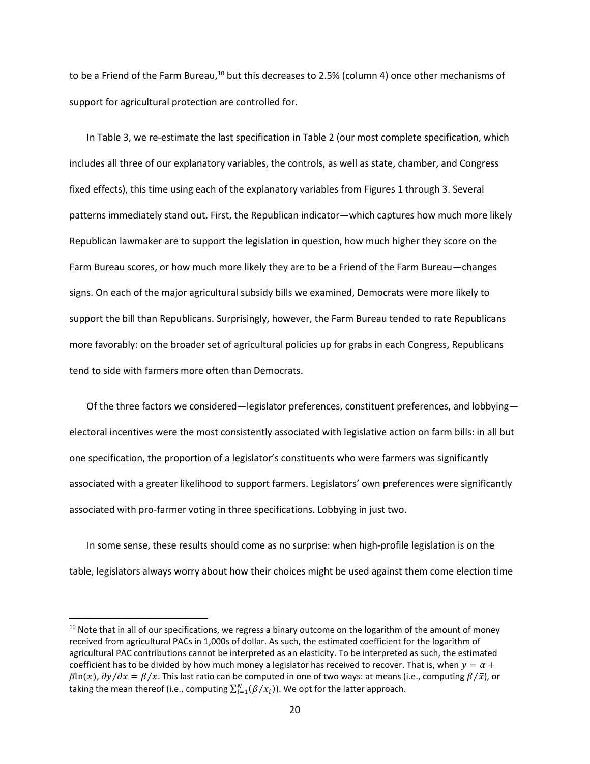to be a Friend of the Farm Bureau,[10] but this decreases to 2.5% (column 4) once other mechanisms of support for agricultural protection are controlled for.

In Table 3, we re-estimate the last specification in Table 2 (our most complete specification, which includes all three of our explanatory variables, the controls, as well as state, chamber, and Congress fixed effects), this time using each of the explanatory variables from Figures 1 through 3. Several patterns immediately stand out. First, the Republican indicator—which captures how much more likely Republican lawmaker are to support the legislation in question, how much higher they score on the Farm Bureau scores, or how much more likely they are to be a Friend of the Farm Bureau—changes signs. On each of the major agricultural subsidy bills we examined, Democrats were more likely to support the bill than Republicans. Surprisingly, however, the Farm Bureau tended to rate Republicans more favorably: on the broader set of agricultural policies up for grabs in each Congress, Republicans tend to side with farmers more often than Democrats.

Of the three factors we considered—legislator preferences, constituent preferences, and lobbying—electoral incentives were the most consistently associated with legislative action on farm bills: in all but one specification, the proportion of a legislator's constituents who were farmers was significantly associated with a greater likelihood to support farmers. Legislators' own preferences were significantly associated with pro-farmer voting in three specifications. Lobbying in just two.

In some sense, these results should come as no surprise: when high-profile legislation is on the table, legislators always worry about how their choices might be used against them come election time

[10] Note that in all of our specifications, we regress a binary outcome on the logarithm of the amount of money received from agricultural PACs in 1,000s of dollar. As such, the estimated coefficient for the logarithm of agricultural PAC contributions cannot be interpreted as an elasticity. To be interpreted as such, the estimated coefficient has to be divided by how much money a legislator has received to recover. That is, when $y = \alpha + \beta \ln(x)$, $\partial y / \partial x = \beta / x$. This last ratio can be computed in one of two ways: at means (i.e., computing $\beta / \bar{x}$), or taking the mean thereof (i.e., computing $\sum_{i=1}^{N} (\beta / x_i)$). We opt for the latter approach.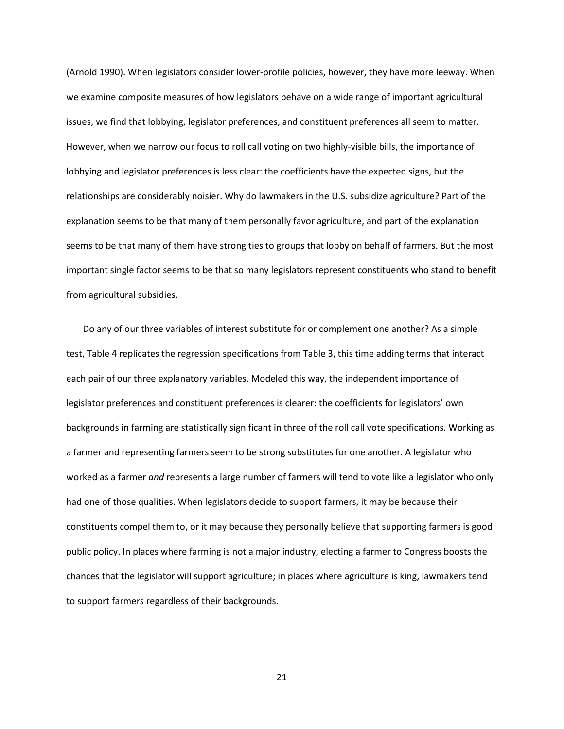(Arnold 1990). When legislators consider lower-profile policies, however, they have more leeway. When we examine composite measures of how legislators behave on a wide range of important agricultural issues, we find that lobbying, legislator preferences, and constituent preferences all seem to matter. However, when we narrow our focus to roll call voting on two highly-visible bills, the importance of lobbying and legislator preferences is less clear: the coefficients have the expected signs, but the relationships are considerably noisier. Why do lawmakers in the U.S. subsidize agriculture? Part of the explanation seems to be that many of them personally favor agriculture, and part of the explanation seems to be that many of them have strong ties to groups that lobby on behalf of farmers. But the most important single factor seems to be that so many legislators represent constituents who stand to benefit from agricultural subsidies.

Do any of our three variables of interest substitute for or complement one another? As a simple test, Table 4 replicates the regression specifications from Table 3, this time adding terms that interact each pair of our three explanatory variables. Modeled this way, the independent importance of legislator preferences and constituent preferences is clearer: the coefficients for legislators' own backgrounds in farming are statistically significant in three of the roll call vote specifications. Working as a farmer and representing farmers seem to be strong substitutes for one another. A legislator who worked as a farmer *and* represents a large number of farmers will tend to vote like a legislator who only had one of those qualities. When legislators decide to support farmers, it may be because their constituents compel them to, or it may because they personally believe that supporting farmers is good public policy. In places where farming is not a major industry, electing a farmer to Congress boosts the chances that the legislator will support agriculture; in places where agriculture is king, lawmakers tend to support farmers regardless of their backgrounds.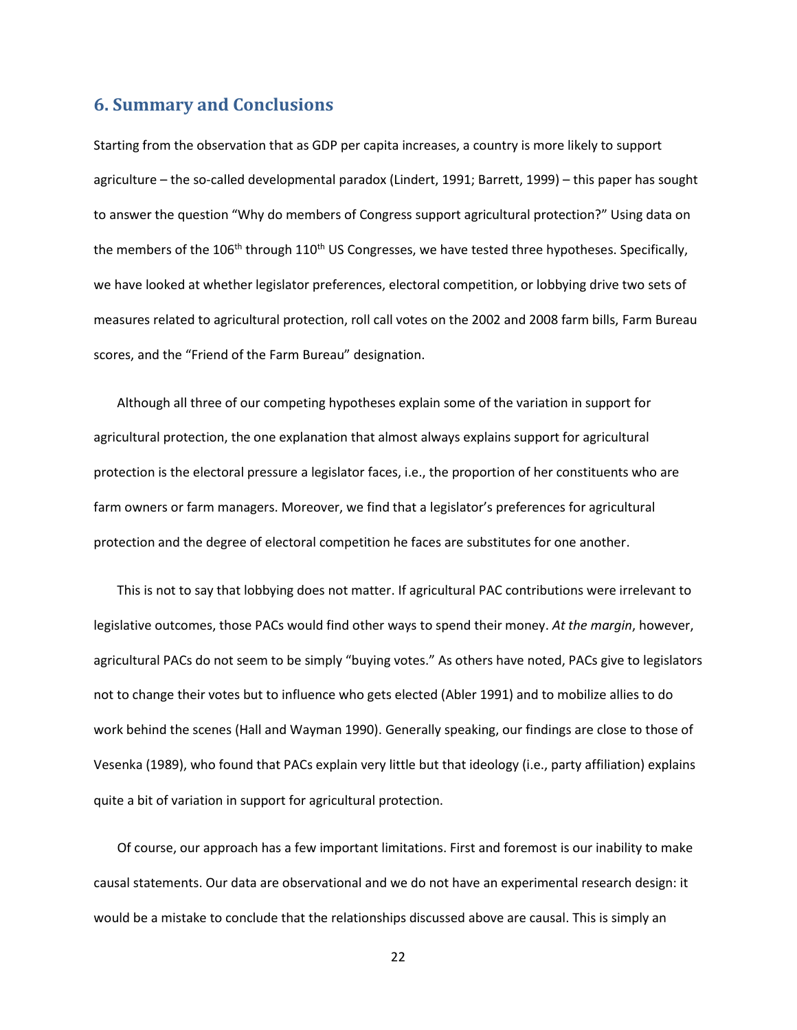## 6. Summary and Conclusions

Starting from the observation that as GDP per capita increases, a country is more likely to support agriculture – the so-called developmental paradox (Lindert, 1991; Barrett, 1999) – this paper has sought to answer the question "Why do members of Congress support agricultural protection?" Using data on the members of the 106th through 110th US Congresses, we have tested three hypotheses. Specifically, we have looked at whether legislator preferences, electoral competition, or lobbying drive two sets of measures related to agricultural protection, roll call votes on the 2002 and 2008 farm bills, Farm Bureau scores, and the "Friend of the Farm Bureau" designation.

Although all three of our competing hypotheses explain some of the variation in support for agricultural protection, the one explanation that almost always explains support for agricultural protection is the electoral pressure a legislator faces, i.e., the proportion of her constituents who are farm owners or farm managers. Moreover, we find that a legislator's preferences for agricultural protection and the degree of electoral competition he faces are substitutes for one another.

This is not to say that lobbying does not matter. If agricultural PAC contributions were irrelevant to legislative outcomes, those PACs would find other ways to spend their money. *At the margin*, however, agricultural PACs do not seem to be simply "buying votes." As others have noted, PACs give to legislators not to change their votes but to influence who gets elected (Abler 1991) and to mobilize allies to do work behind the scenes (Hall and Wayman 1990). Generally speaking, our findings are close to those of Vesenka (1989), who found that PACs explain very little but that ideology (i.e., party affiliation) explains quite a bit of variation in support for agricultural protection.

Of course, our approach has a few important limitations. First and foremost is our inability to make causal statements. Our data are observational and we do not have an experimental research design: it would be a mistake to conclude that the relationships discussed above are causal. This is simply an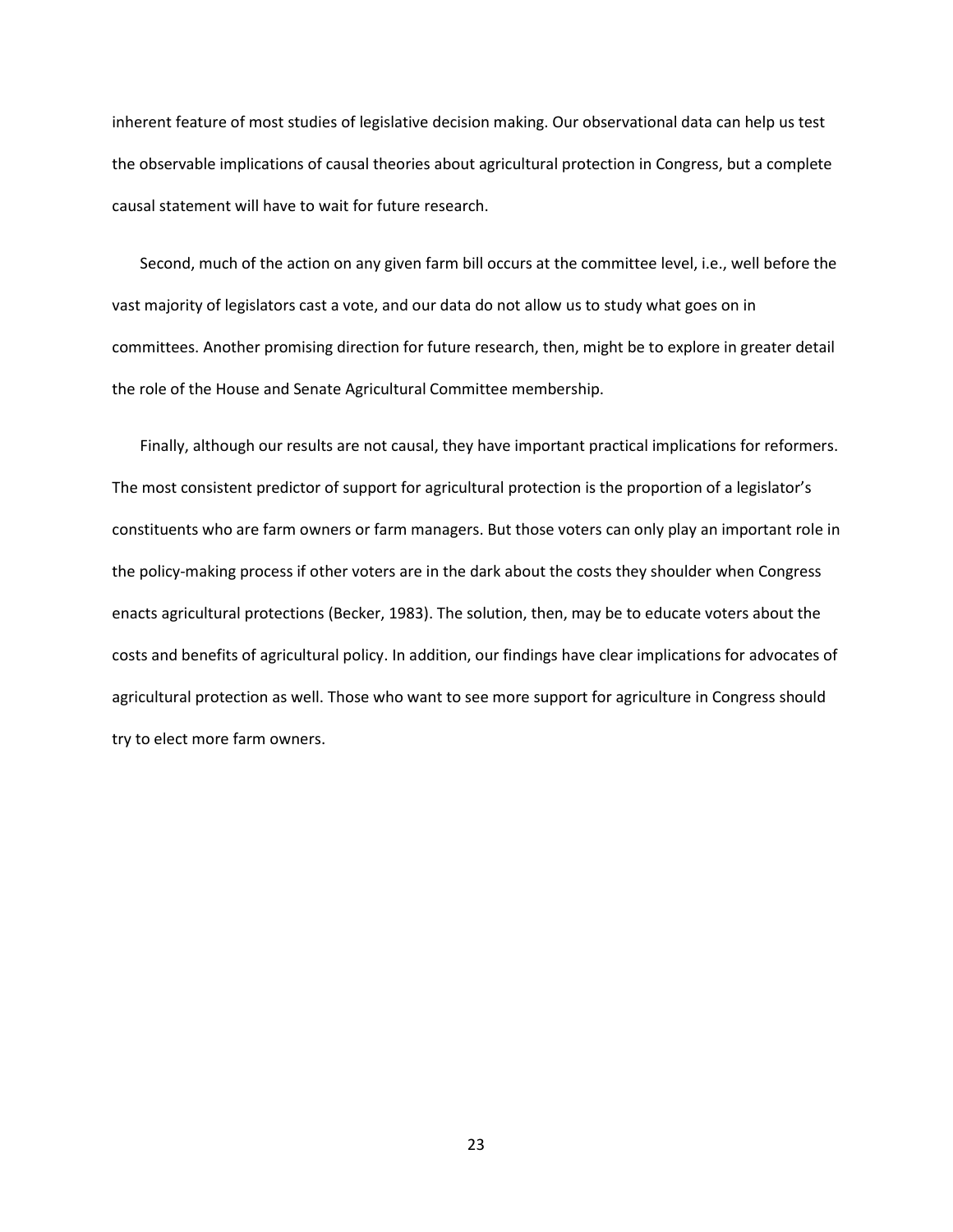inherent feature of most studies of legislative decision making. Our observational data can help us test the observable implications of causal theories about agricultural protection in Congress, but a complete causal statement will have to wait for future research.

Second, much of the action on any given farm bill occurs at the committee level, i.e., well before the vast majority of legislators cast a vote, and our data do not allow us to study what goes on in committees. Another promising direction for future research, then, might be to explore in greater detail the role of the House and Senate Agricultural Committee membership.

Finally, although our results are not causal, they have important practical implications for reformers. The most consistent predictor of support for agricultural protection is the proportion of a legislator's constituents who are farm owners or farm managers. But those voters can only play an important role in the policy-making process if other voters are in the dark about the costs they shoulder when Congress enacts agricultural protections (Becker, 1983). The solution, then, may be to educate voters about the costs and benefits of agricultural policy. In addition, our findings have clear implications for advocates of agricultural protection as well. Those who want to see more support for agriculture in Congress should try to elect more farm owners.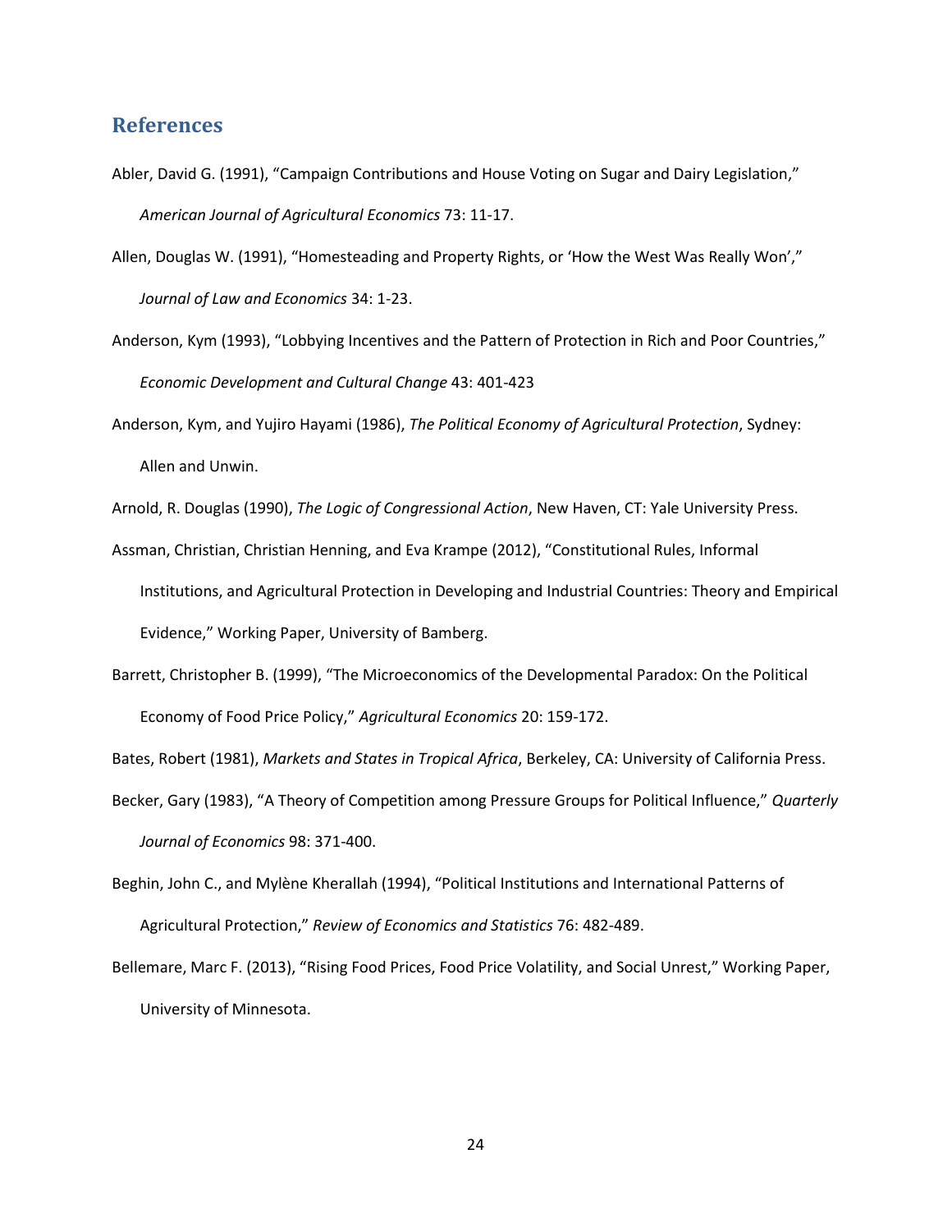## References

Abler, David G. (1991), "Campaign Contributions and House Voting on Sugar and Dairy Legislation," *American Journal of Agricultural Economics* 73: 11-17.

Allen, Douglas W. (1991), "Homesteading and Property Rights, or 'How the West Was Really Won'," *Journal of Law and Economics* 34: 1-23.

Anderson, Kym (1993), "Lobbying Incentives and the Pattern of Protection in Rich and Poor Countries," *Economic Development and Cultural Change* 43: 401-423

Anderson, Kym, and Yujiro Hayami (1986), *The Political Economy of Agricultural Protection*, Sydney: Allen and Unwin.

Arnold, R. Douglas (1990), *The Logic of Congressional Action*, New Haven, CT: Yale University Press.

Assman, Christian, Christian Henning, and Eva Krampe (2012), "Constitutional Rules, Informal Institutions, and Agricultural Protection in Developing and Industrial Countries: Theory and Empirical Evidence," Working Paper, University of Bamberg.

Barrett, Christopher B. (1999), "The Microeconomics of the Developmental Paradox: On the Political Economy of Food Price Policy," *Agricultural Economics* 20: 159-172.

Bates, Robert (1981), *Markets and States in Tropical Africa*, Berkeley, CA: University of California Press.

Becker, Gary (1983), "A Theory of Competition among Pressure Groups for Political Influence," *Quarterly Journal of Economics* 98: 371-400.

Beghin, John C., and Mylène Kherallah (1994), "Political Institutions and International Patterns of Agricultural Protection," *Review of Economics and Statistics* 76: 482-489.

Bellemare, Marc F. (2013), "Rising Food Prices, Food Price Volatility, and Social Unrest," Working Paper, University of Minnesota.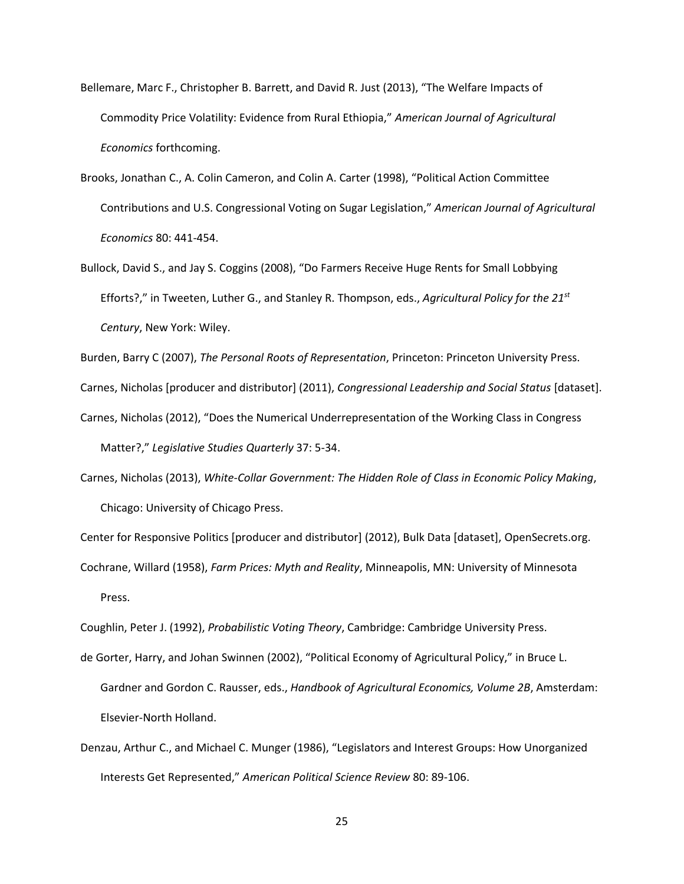Bellemare, Marc F., Christopher B. Barrett, and David R. Just (2013), "The Welfare Impacts of Commodity Price Volatility: Evidence from Rural Ethiopia," *American Journal of Agricultural Economics* forthcoming.

Brooks, Jonathan C., A. Colin Cameron, and Colin A. Carter (1998), "Political Action Committee Contributions and U.S. Congressional Voting on Sugar Legislation," *American Journal of Agricultural Economics* 80: 441-454.

Bullock, David S., and Jay S. Coggins (2008), "Do Farmers Receive Huge Rents for Small Lobbying Efforts?," in Tweeten, Luther G., and Stanley R. Thompson, eds., *Agricultural Policy for the 21st Century*, New York: Wiley.

Burden, Barry C (2007), *The Personal Roots of Representation*, Princeton: Princeton University Press.

Carnes, Nicholas [producer and distributor] (2011), *Congressional Leadership and Social Status* [dataset].

Carnes, Nicholas (2012), "Does the Numerical Underrepresentation of the Working Class in Congress Matter?," *Legislative Studies Quarterly* 37: 5-34.

Carnes, Nicholas (2013), *White-Collar Government: The Hidden Role of Class in Economic Policy Making*, Chicago: University of Chicago Press.

Center for Responsive Politics [producer and distributor] (2012), Bulk Data [dataset], OpenSecrets.org.

Cochrane, Willard (1958), *Farm Prices: Myth and Reality*, Minneapolis, MN: University of Minnesota Press.

Coughlin, Peter J. (1992), *Probabilistic Voting Theory*, Cambridge: Cambridge University Press.

de Gorter, Harry, and Johan Swinnen (2002), "Political Economy of Agricultural Policy," in Bruce L. Gardner and Gordon C. Rausser, eds., *Handbook of Agricultural Economics, Volume 2B*, Amsterdam: Elsevier-North Holland.

Denzau, Arthur C., and Michael C. Munger (1986), "Legislators and Interest Groups: How Unorganized Interests Get Represented," *American Political Science Review* 80: 89-106.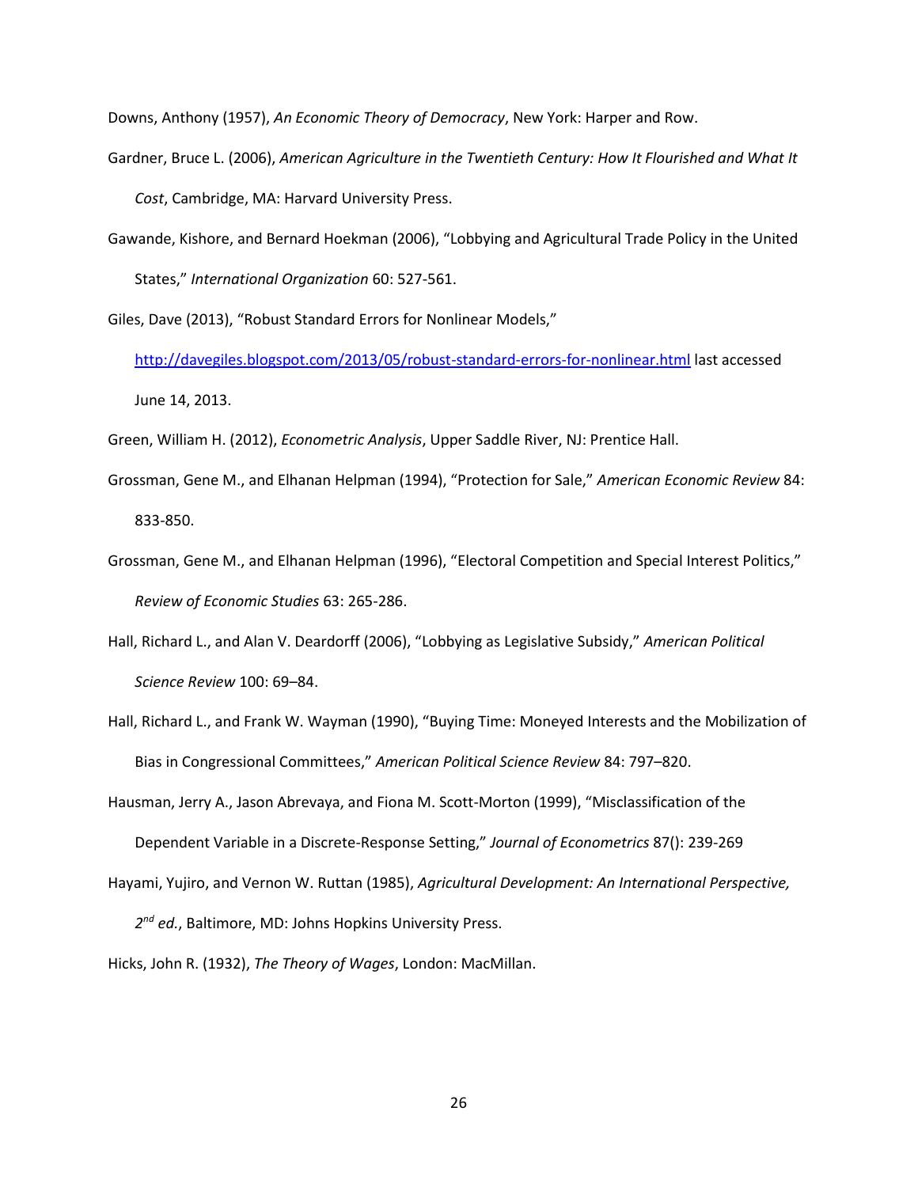Downs, Anthony (1957), *An Economic Theory of Democracy*, New York: Harper and Row.

Gardner, Bruce L. (2006), *American Agriculture in the Twentieth Century: How It Flourished and What It Cost*, Cambridge, MA: Harvard University Press.

Gawande, Kishore, and Bernard Hoekman (2006), "Lobbying and Agricultural Trade Policy in the United States," *International Organization* 60: 527-561.

Giles, Dave (2013), "Robust Standard Errors for Nonlinear Models," http://davegiles.blogspot.com/2013/05/robust-standard-errors-for-nonlinear.html last accessed June 14, 2013.

Green, William H. (2012), *Econometric Analysis*, Upper Saddle River, NJ: Prentice Hall.

Grossman, Gene M., and Elhanan Helpman (1994), "Protection for Sale," *American Economic Review* 84: 833-850.

Grossman, Gene M., and Elhanan Helpman (1996), "Electoral Competition and Special Interest Politics," *Review of Economic Studies* 63: 265-286.

Hall, Richard L., and Alan V. Deardorff (2006), "Lobbying as Legislative Subsidy," *American Political Science Review* 100: 69–84.

Hall, Richard L., and Frank W. Wayman (1990), "Buying Time: Moneyed Interests and the Mobilization of Bias in Congressional Committees," *American Political Science Review* 84: 797–820.

Hausman, Jerry A., Jason Abrevaya, and Fiona M. Scott-Morton (1999), "Misclassification of the Dependent Variable in a Discrete-Response Setting," *Journal of Econometrics* 87(): 239-269

Hayami, Yujiro, and Vernon W. Ruttan (1985), *Agricultural Development: An International Perspective, 2nd ed.*, Baltimore, MD: Johns Hopkins University Press.

Hicks, John R. (1932), *The Theory of Wages*, London: MacMillan.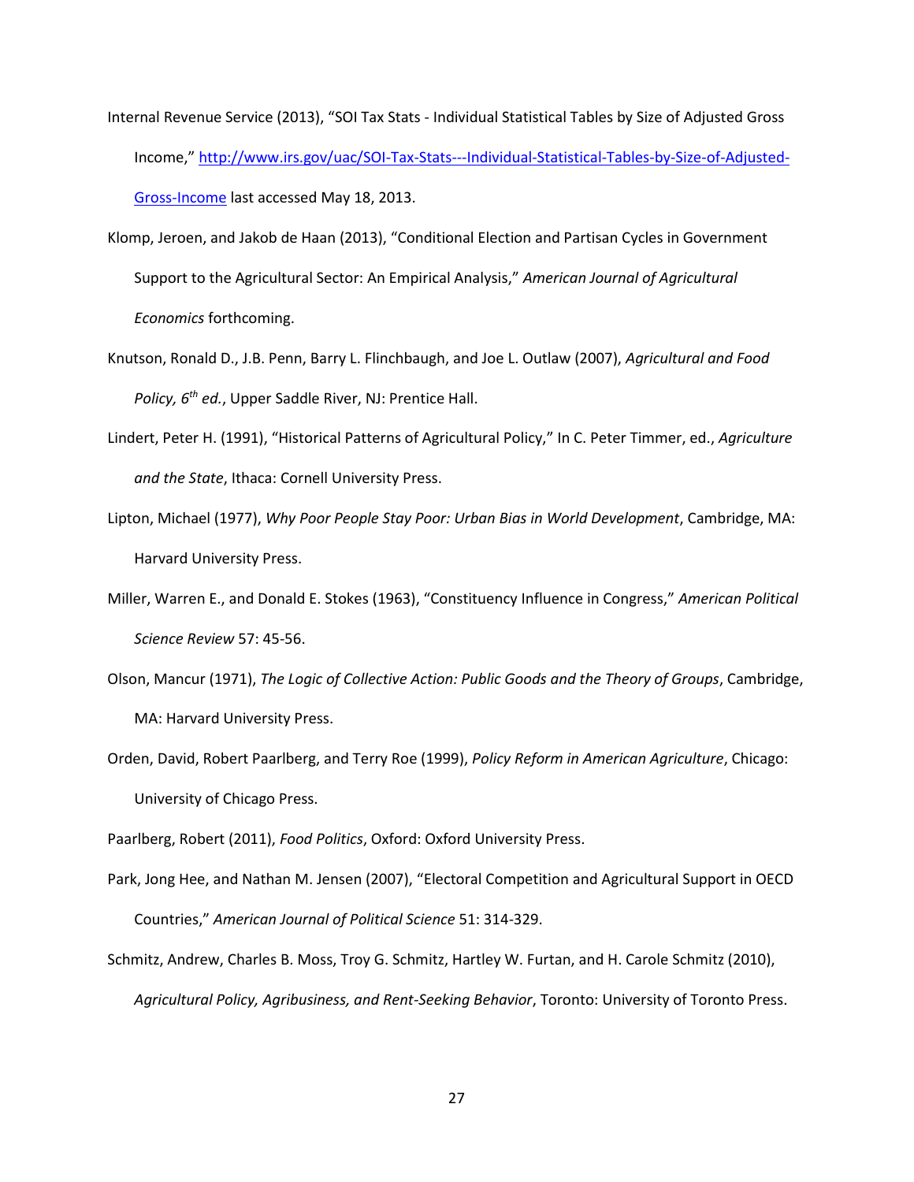Internal Revenue Service (2013), "SOI Tax Stats - Individual Statistical Tables by Size of Adjusted Gross Income," http://www.irs.gov/uac/SOI-Tax-Stats---Individual-Statistical-Tables-by-Size-of-Adjusted-Gross-Income last accessed May 18, 2013.

Klomp, Jeroen, and Jakob de Haan (2013), "Conditional Election and Partisan Cycles in Government Support to the Agricultural Sector: An Empirical Analysis," *American Journal of Agricultural Economics* forthcoming.

Knutson, Ronald D., J.B. Penn, Barry L. Flinchbaugh, and Joe L. Outlaw (2007), *Agricultural and Food Policy, 6th ed.*, Upper Saddle River, NJ: Prentice Hall.

Lindert, Peter H. (1991), "Historical Patterns of Agricultural Policy," In C. Peter Timmer, ed., *Agriculture and the State*, Ithaca: Cornell University Press.

Lipton, Michael (1977), *Why Poor People Stay Poor: Urban Bias in World Development*, Cambridge, MA: Harvard University Press.

Miller, Warren E., and Donald E. Stokes (1963), "Constituency Influence in Congress," *American Political Science Review* 57: 45-56.

Olson, Mancur (1971), *The Logic of Collective Action: Public Goods and the Theory of Groups*, Cambridge, MA: Harvard University Press.

Orden, David, Robert Paarlberg, and Terry Roe (1999), *Policy Reform in American Agriculture*, Chicago: University of Chicago Press.

Paarlberg, Robert (2011), *Food Politics*, Oxford: Oxford University Press.

Park, Jong Hee, and Nathan M. Jensen (2007), "Electoral Competition and Agricultural Support in OECD Countries," *American Journal of Political Science* 51: 314-329.

Schmitz, Andrew, Charles B. Moss, Troy G. Schmitz, Hartley W. Furtan, and H. Carole Schmitz (2010), *Agricultural Policy, Agribusiness, and Rent-Seeking Behavior*, Toronto: University of Toronto Press.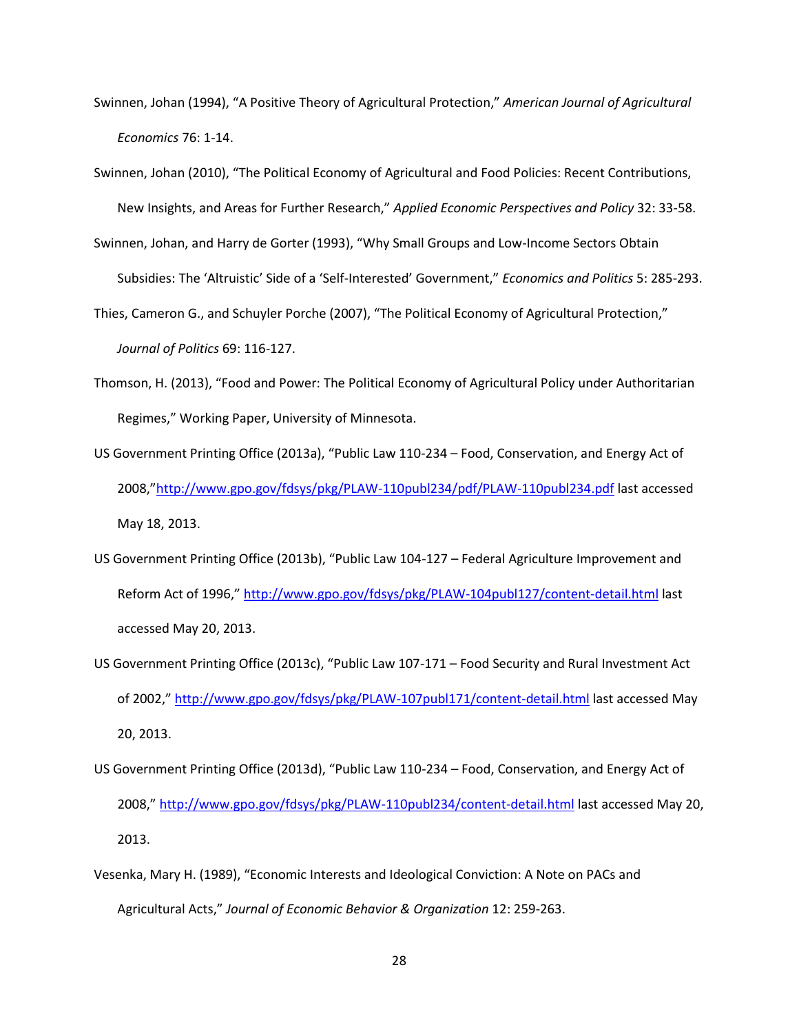Swinnen, Johan (1994), "A Positive Theory of Agricultural Protection," *American Journal of Agricultural Economics* 76: 1-14.

Swinnen, Johan (2010), "The Political Economy of Agricultural and Food Policies: Recent Contributions, New Insights, and Areas for Further Research," *Applied Economic Perspectives and Policy* 32: 33-58.

Swinnen, Johan, and Harry de Gorter (1993), "Why Small Groups and Low-Income Sectors Obtain Subsidies: The 'Altruistic' Side of a 'Self-Interested' Government," *Economics and Politics* 5: 285-293.

Thies, Cameron G., and Schuyler Porche (2007), "The Political Economy of Agricultural Protection," *Journal of Politics* 69: 116-127.

Thomson, H. (2013), "Food and Power: The Political Economy of Agricultural Policy under Authoritarian Regimes," Working Paper, University of Minnesota.

US Government Printing Office (2013a), "Public Law 110-234 – Food, Conservation, and Energy Act of 2008,"http://www.gpo.gov/fdsys/pkg/PLAW-110publ234/pdf/PLAW-110publ234.pdf last accessed May 18, 2013.

US Government Printing Office (2013b), "Public Law 104-127 – Federal Agriculture Improvement and Reform Act of 1996," http://www.gpo.gov/fdsys/pkg/PLAW-104publ127/content-detail.html last accessed May 20, 2013.

US Government Printing Office (2013c), "Public Law 107-171 – Food Security and Rural Investment Act of 2002," http://www.gpo.gov/fdsys/pkg/PLAW-107publ171/content-detail.html last accessed May 20, 2013.

US Government Printing Office (2013d), "Public Law 110-234 – Food, Conservation, and Energy Act of 2008," http://www.gpo.gov/fdsys/pkg/PLAW-110publ234/content-detail.html last accessed May 20, 2013.

Vesenka, Mary H. (1989), "Economic Interests and Ideological Conviction: A Note on PACs and Agricultural Acts," *Journal of Economic Behavior & Organization* 12: 259-263.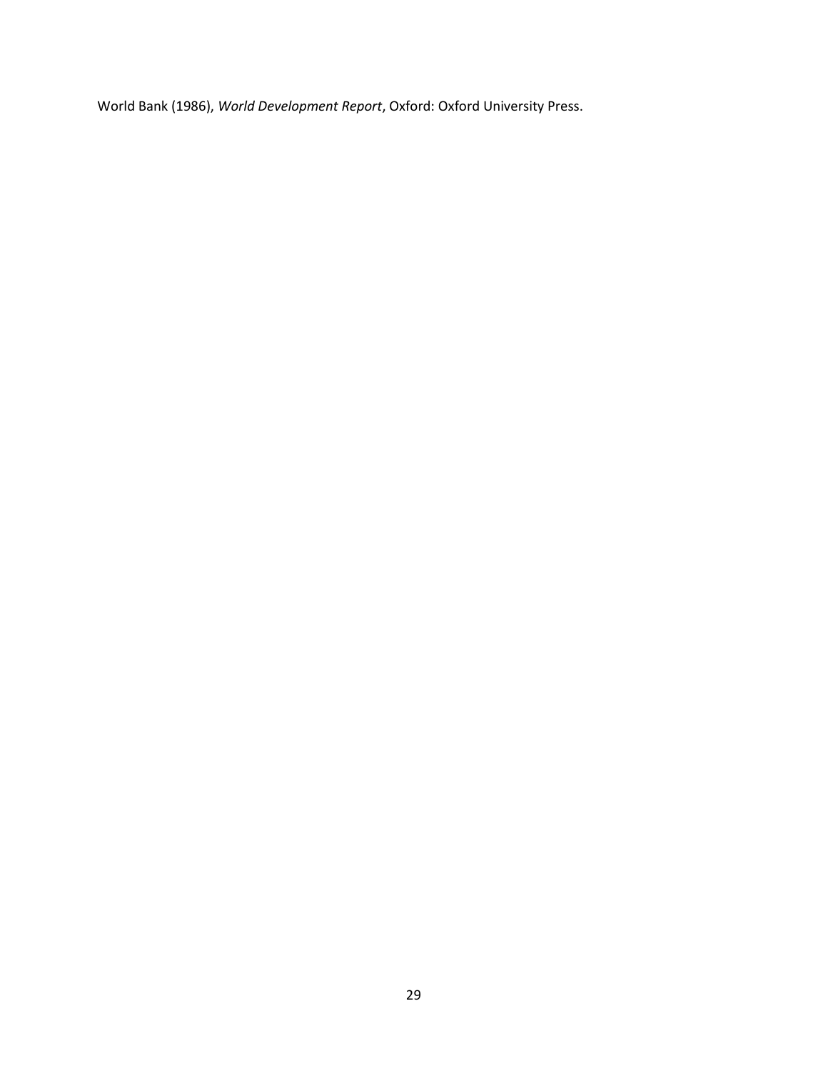World Bank (1986), *World Development Report*, Oxford: Oxford University Press.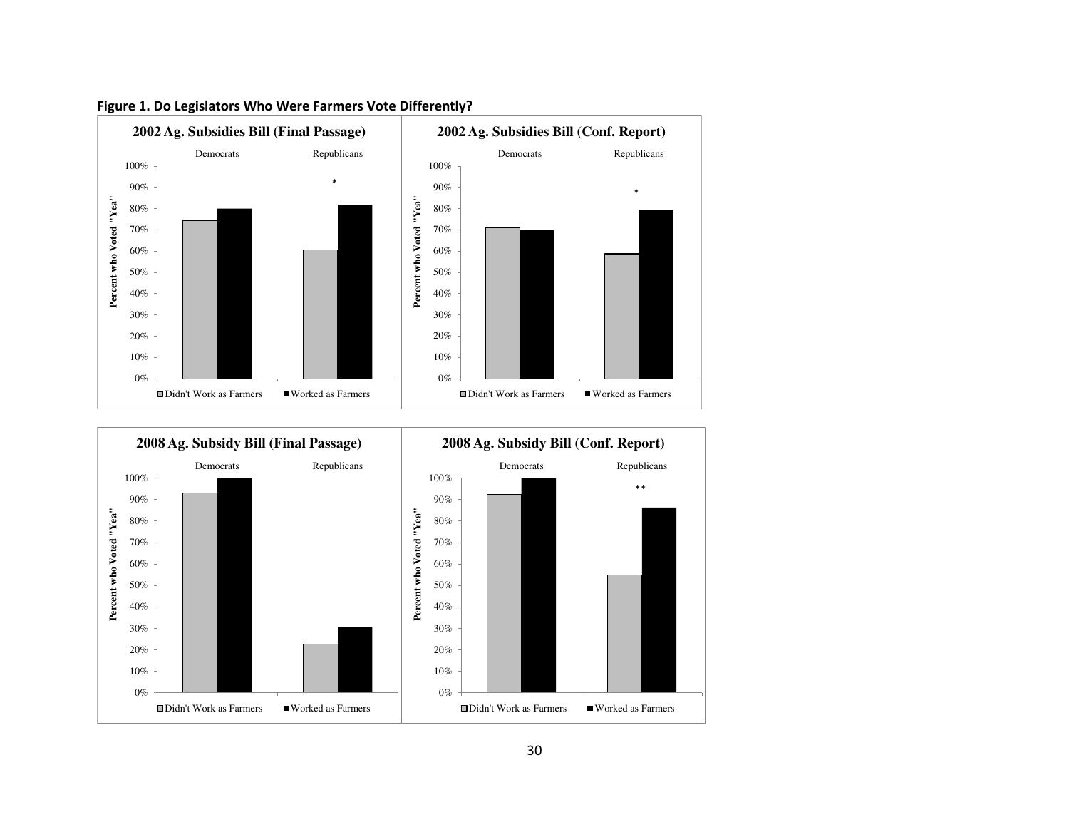**Figure 1. Do Legislators Who Were Farmers Vote Differently?**

**2002 Ag. Subsidies Bill (Final Passage)**

Democrats | Republicans

*

Percent who Voted "Yea"

100%
90%
80%
70%
60%
50%
40%
30%
20%
10%
0%

Didn't Work as Farmers | Worked as Farmers

**2002 Ag. Subsidies Bill (Conf. Report)**

Democrats | Republicans

*

Percent who Voted "Yea"

100%
90%
80%
70%
60%
50%
40%
30%
20%
10%
0%

Didn't Work as Farmers | Worked as Farmers

**2008 Ag. Subsidy Bill (Final Passage)**

Democrats | Republicans

Percent who Voted "Yea"

100%
90%
80%
70%
60%
50%
40%
30%
20%
10%
0%

Didn't Work as Farmers | Worked as Farmers

**2008 Ag. Subsidy Bill (Conf. Report)**

Democrats | Republicans

**

Percent who Voted "Yea"

100%
90%
80%
70%
60%
50%
40%
30%
20%
10%
0%

Didn't Work as Farmers | Worked as Farmers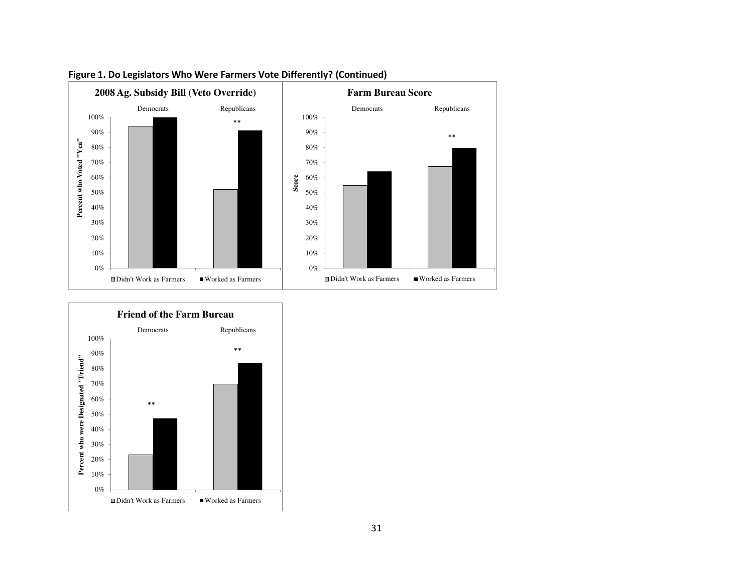**Figure 1. Do Legislators Who Were Farmers Vote Differently? (Continued)**

**2008 Ag. Subsidy Bill (Veto Override)**

Democrats Republicans

Percent who Voted "Yea"

100% 90% 80% 70% 60% 50% 40% 30% 20% 10% 0%

**

Didn't Work as Farmers Worked as Farmers

**Farm Bureau Score**

Democrats Republicans

Score

100% 90% 80% 70% 60% 50% 40% 30% 20% 10% 0%

**

Didn't Work as Farmers Worked as Farmers

**Friend of the Farm Bureau**

Democrats Republicans

Percent who were Designated "Friend"

100% 90% 80% 70% 60% 50% 40% 30% 20% 10% 0%

** **

Didn't Work as Farmers Worked as Farmers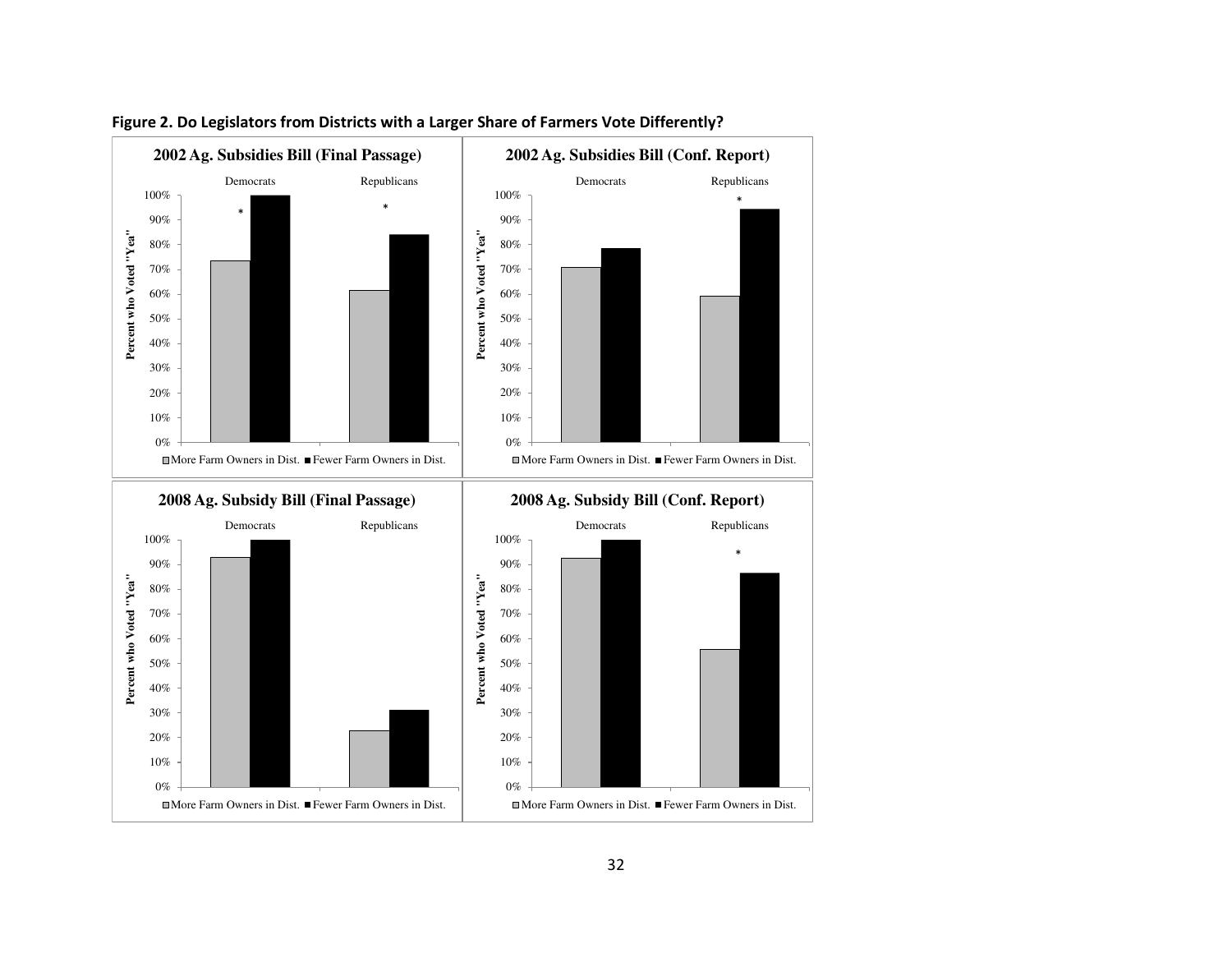**Figure 2. Do Legislators from Districts with a Larger Share of Farmers Vote Differently?**

**2002 Ag. Subsidies Bill (Final Passage)**

Democrats | Republicans

Percent who Voted "Yea"

More Farm Owners in Dist. | Fewer Farm Owners in Dist.

**2002 Ag. Subsidies Bill (Conf. Report)**

Democrats | Republicans

Percent who Voted "Yea"

More Farm Owners in Dist. | Fewer Farm Owners in Dist.

**2008 Ag. Subsidy Bill (Final Passage)**

Democrats | Republicans

Percent who Voted "Yea"

More Farm Owners in Dist. | Fewer Farm Owners in Dist.

**2008 Ag. Subsidy Bill (Conf. Report)**

Democrats | Republicans

Percent who Voted "Yea"

More Farm Owners in Dist. | Fewer Farm Owners in Dist.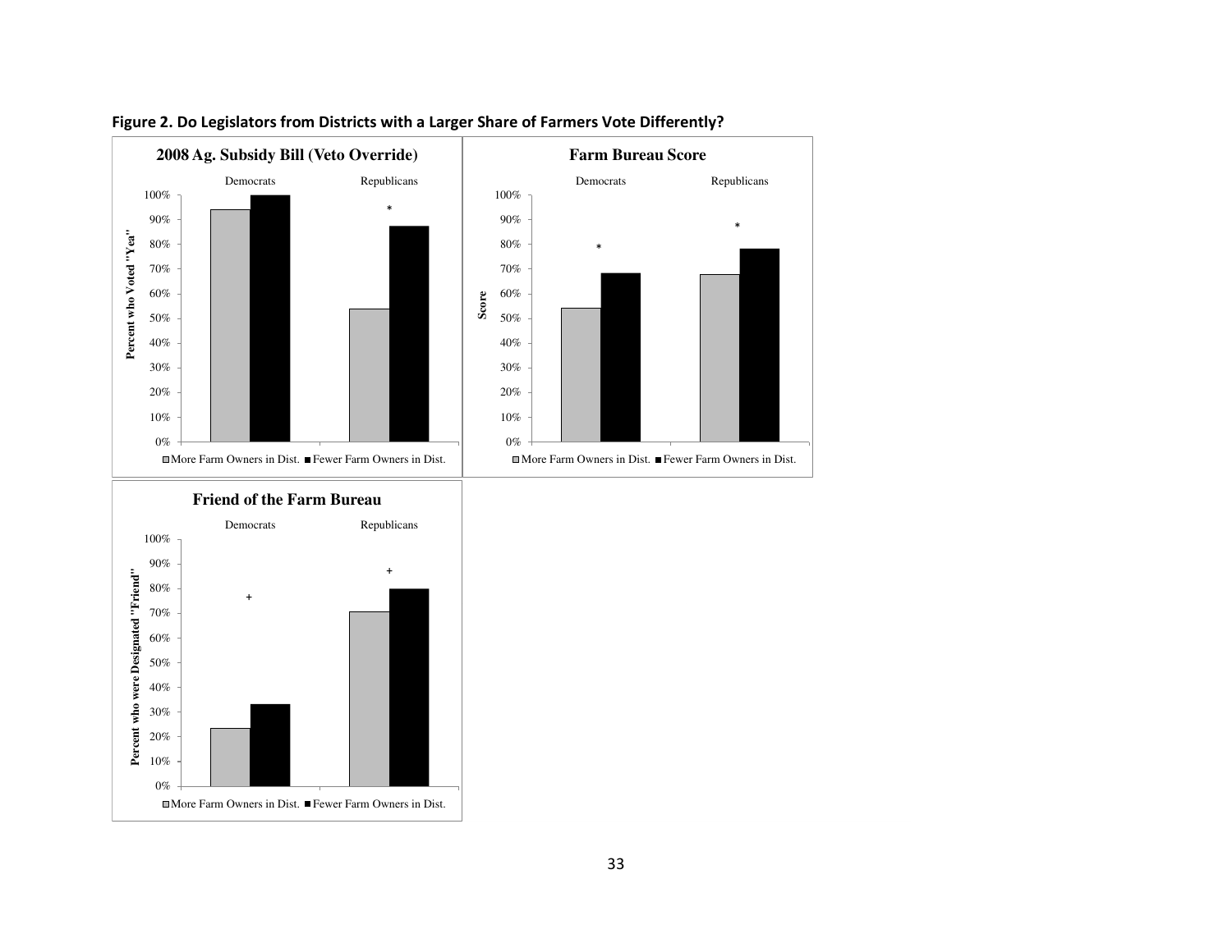**Figure 2. Do Legislators from Districts with a Larger Share of Farmers Vote Differently?**

**2008 Ag. Subsidy Bill (Veto Override)**

Democrats Republicans

100%
90%
80%
70%
60%
50%
40%
30%
20%
10%
0%

Percent who Voted "Yea"

\*

□More Farm Owners in Dist. ■Fewer Farm Owners in Dist.

**Farm Bureau Score**

Democrats Republicans

100%
90%
80%
70%
60%
50%
40%
30%
20%
10%
0%

Score

\* \*

□More Farm Owners in Dist. ■Fewer Farm Owners in Dist.

**Friend of the Farm Bureau**

Democrats Republicans

100%
90%
80%
70%
60%
50%
40%
30%
20%
10%
0%

Percent who were Designated "Friend"

\+ \+

□More Farm Owners in Dist. ■Fewer Farm Owners in Dist.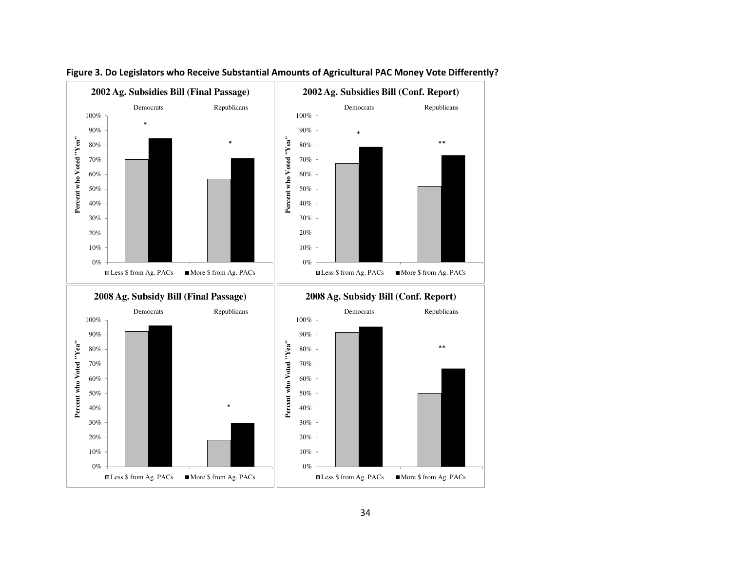**Figure 3. Do Legislators who Receive Substantial Amounts of Agricultural PAC Money Vote Differently?**

**2002 Ag. Subsidies Bill (Final Passage)**

Democrats Republicans

Percent who Voted "Yea"

□Less $ from Ag. PACs ■More $ from Ag. PACs

**2002 Ag. Subsidies Bill (Conf. Report)**

Democrats Republicans

Percent who Voted "Yea"

□Less $ from Ag. PACs ■More $ from Ag. PACs

**2008 Ag. Subsidy Bill (Final Passage)**

Democrats Republicans

Percent who Voted "Yea"

□Less $ from Ag. PACs ■More $ from Ag. PACs

**2008 Ag. Subsidy Bill (Conf. Report)**

Democrats Republicans

Percent who Voted "Yea"

□Less $ from Ag. PACs ■More $ from Ag. PACs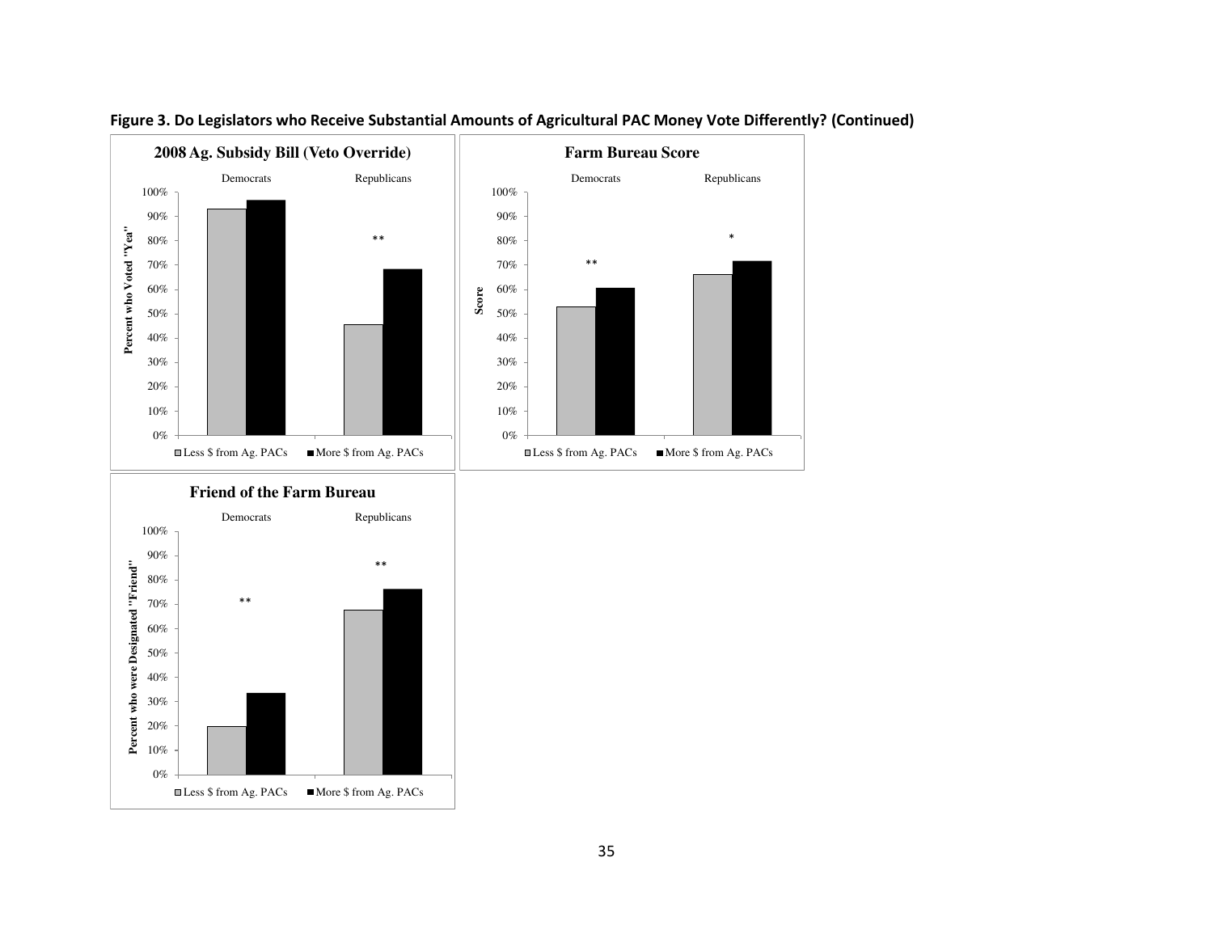**Figure 3. Do Legislators who Receive Substantial Amounts of Agricultural PAC Money Vote Differently? (Continued)**

**2008 Ag. Subsidy Bill (Veto Override)**

Democrats Republicans

Percent who Voted "Yea"

100% 90% 80% 70% 60% 50% 40% 30% 20% 10% 0%

**

Less $ from Ag. PACs More $ from Ag. PACs

**Farm Bureau Score**

Democrats Republicans

Score

100% 90% 80% 70% 60% 50% 40% 30% 20% 10% 0%

** *

Less $ from Ag. PACs More $ from Ag. PACs

**Friend of the Farm Bureau**

Democrats Republicans

Percent who were Designated "Friend"

100% 90% 80% 70% 60% 50% 40% 30% 20% 10% 0%

** **

Less $ from Ag. PACs More $ from Ag. PACs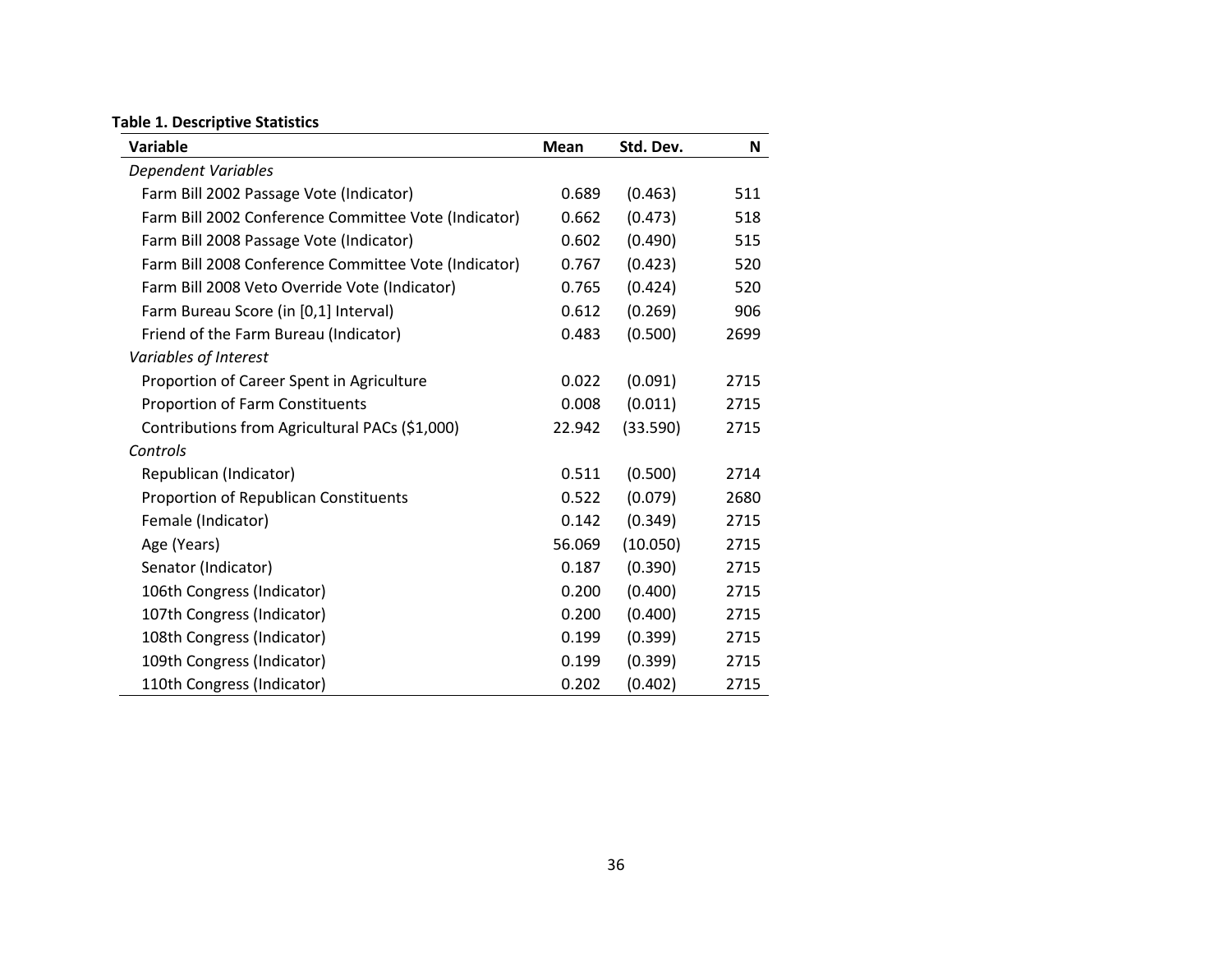**Table 1. Descriptive Statistics**

| Variable | Mean | Std. Dev. | N |
|---|---|---|---|
| *Dependent Variables* | | | |
| Farm Bill 2002 Passage Vote (Indicator) | 0.689 | (0.463) | 511 |
| Farm Bill 2002 Conference Committee Vote (Indicator) | 0.662 | (0.473) | 518 |
| Farm Bill 2008 Passage Vote (Indicator) | 0.602 | (0.490) | 515 |
| Farm Bill 2008 Conference Committee Vote (Indicator) | 0.767 | (0.423) | 520 |
| Farm Bill 2008 Veto Override Vote (Indicator) | 0.765 | (0.424) | 520 |
| Farm Bureau Score (in [0,1] Interval) | 0.612 | (0.269) | 906 |
| Friend of the Farm Bureau (Indicator) | 0.483 | (0.500) | 2699 |
| *Variables of Interest* | | | |
| Proportion of Career Spent in Agriculture | 0.022 | (0.091) | 2715 |
| Proportion of Farm Constituents | 0.008 | (0.011) | 2715 |
| Contributions from Agricultural PACs ($1,000) | 22.942 | (33.590) | 2715 |
| *Controls* | | | |
| Republican (Indicator) | 0.511 | (0.500) | 2714 |
| Proportion of Republican Constituents | 0.522 | (0.079) | 2680 |
| Female (Indicator) | 0.142 | (0.349) | 2715 |
| Age (Years) | 56.069 | (10.050) | 2715 |
| Senator (Indicator) | 0.187 | (0.390) | 2715 |
| 106th Congress (Indicator) | 0.200 | (0.400) | 2715 |
| 107th Congress (Indicator) | 0.200 | (0.400) | 2715 |
| 108th Congress (Indicator) | 0.199 | (0.399) | 2715 |
| 109th Congress (Indicator) | 0.199 | (0.399) | 2715 |
| 110th Congress (Indicator) | 0.202 | (0.402) | 2715 |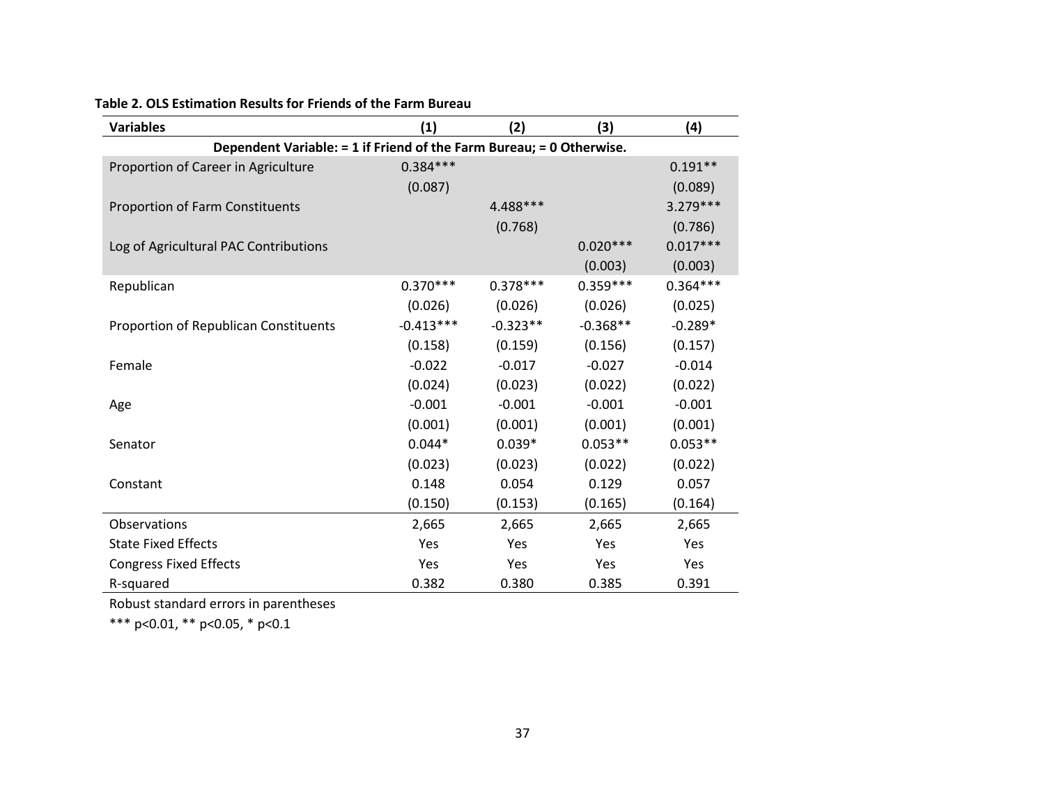**Table 2. OLS Estimation Results for Friends of the Farm Bureau**

| Variables | (1) | (2) | (3) | (4) |
|---|---|---|---|---|
| Dependent Variable: = 1 if Friend of the Farm Bureau; = 0 Otherwise. | | | | |
| Proportion of Career in Agriculture | 0.384*** | | | 0.191** |
| | (0.087) | | | (0.089) |
| Proportion of Farm Constituents | | 4.488*** | | 3.279*** |
| | | (0.768) | | (0.786) |
| Log of Agricultural PAC Contributions | | | 0.020*** | 0.017*** |
| | | | (0.003) | (0.003) |
| Republican | 0.370*** | 0.378*** | 0.359*** | 0.364*** |
| | (0.026) | (0.026) | (0.026) | (0.025) |
| Proportion of Republican Constituents | -0.413*** | -0.323** | -0.368** | -0.289* |
| | (0.158) | (0.159) | (0.156) | (0.157) |
| Female | -0.022 | -0.017 | -0.027 | -0.014 |
| | (0.024) | (0.023) | (0.022) | (0.022) |
| Age | -0.001 | -0.001 | -0.001 | -0.001 |
| | (0.001) | (0.001) | (0.001) | (0.001) |
| Senator | 0.044* | 0.039* | 0.053** | 0.053** |
| | (0.023) | (0.023) | (0.022) | (0.022) |
| Constant | 0.148 | 0.054 | 0.129 | 0.057 |
| | (0.150) | (0.153) | (0.165) | (0.164) |
| Observations | 2,665 | 2,665 | 2,665 | 2,665 |
| State Fixed Effects | Yes | Yes | Yes | Yes |
| Congress Fixed Effects | Yes | Yes | Yes | Yes |
| R-squared | 0.382 | 0.380 | 0.385 | 0.391 |

Robust standard errors in parentheses

*** p<0.01, ** p<0.05, * p<0.1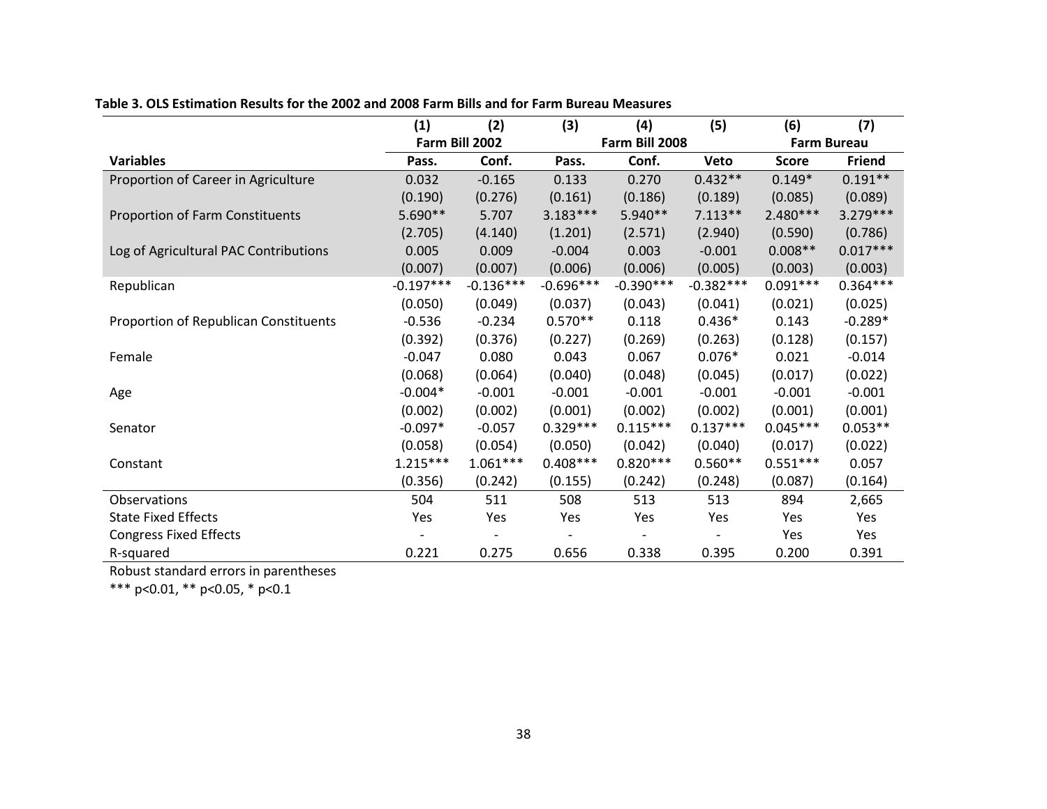**Table 3. OLS Estimation Results for the 2002 and 2008 Farm Bills and for Farm Bureau Measures**

| | (1) | (2) | (3) | (4) | (5) | (6) | (7) |
|---|---|---|---|---|---|---|---|
| | Farm Bill 2002 | | Farm Bill 2008 | | | Farm Bureau | |
| **Variables** | **Pass.** | **Conf.** | **Pass.** | **Conf.** | **Veto** | **Score** | **Friend** |
| Proportion of Career in Agriculture | 0.032 | -0.165 | 0.133 | 0.270 | 0.432** | 0.149* | 0.191** |
| | (0.190) | (0.276) | (0.161) | (0.186) | (0.189) | (0.085) | (0.089) |
| Proportion of Farm Constituents | 5.690** | 5.707 | 3.183*** | 5.940** | 7.113** | 2.480*** | 3.279*** |
| | (2.705) | (4.140) | (1.201) | (2.571) | (2.940) | (0.590) | (0.786) |
| Log of Agricultural PAC Contributions | 0.005 | 0.009 | -0.004 | 0.003 | -0.001 | 0.008** | 0.017*** |
| | (0.007) | (0.007) | (0.006) | (0.006) | (0.005) | (0.003) | (0.003) |
| Republican | -0.197*** | -0.136*** | -0.696*** | -0.390*** | -0.382*** | 0.091*** | 0.364*** |
| | (0.050) | (0.049) | (0.037) | (0.043) | (0.041) | (0.021) | (0.025) |
| Proportion of Republican Constituents | -0.536 | -0.234 | 0.570** | 0.118 | 0.436* | 0.143 | -0.289* |
| | (0.392) | (0.376) | (0.227) | (0.269) | (0.263) | (0.128) | (0.157) |
| Female | -0.047 | 0.080 | 0.043 | 0.067 | 0.076* | 0.021 | -0.014 |
| | (0.068) | (0.064) | (0.040) | (0.048) | (0.045) | (0.017) | (0.022) |
| Age | -0.004* | -0.001 | -0.001 | -0.001 | -0.001 | -0.001 | -0.001 |
| | (0.002) | (0.002) | (0.001) | (0.002) | (0.002) | (0.001) | (0.001) |
| Senator | -0.097* | -0.057 | 0.329*** | 0.115*** | 0.137*** | 0.045*** | 0.053** |
| | (0.058) | (0.054) | (0.050) | (0.042) | (0.040) | (0.017) | (0.022) |
| Constant | 1.215*** | 1.061*** | 0.408*** | 0.820*** | 0.560** | 0.551*** | 0.057 |
| | (0.356) | (0.242) | (0.155) | (0.242) | (0.248) | (0.087) | (0.164) |
| Observations | 504 | 511 | 508 | 513 | 513 | 894 | 2,665 |
| State Fixed Effects | Yes | Yes | Yes | Yes | Yes | Yes | Yes |
| Congress Fixed Effects | - | - | - | - | - | Yes | Yes |
| R-squared | 0.221 | 0.275 | 0.656 | 0.338 | 0.395 | 0.200 | 0.391 |

Robust standard errors in parentheses

*** p<0.01, ** p<0.05, * p<0.1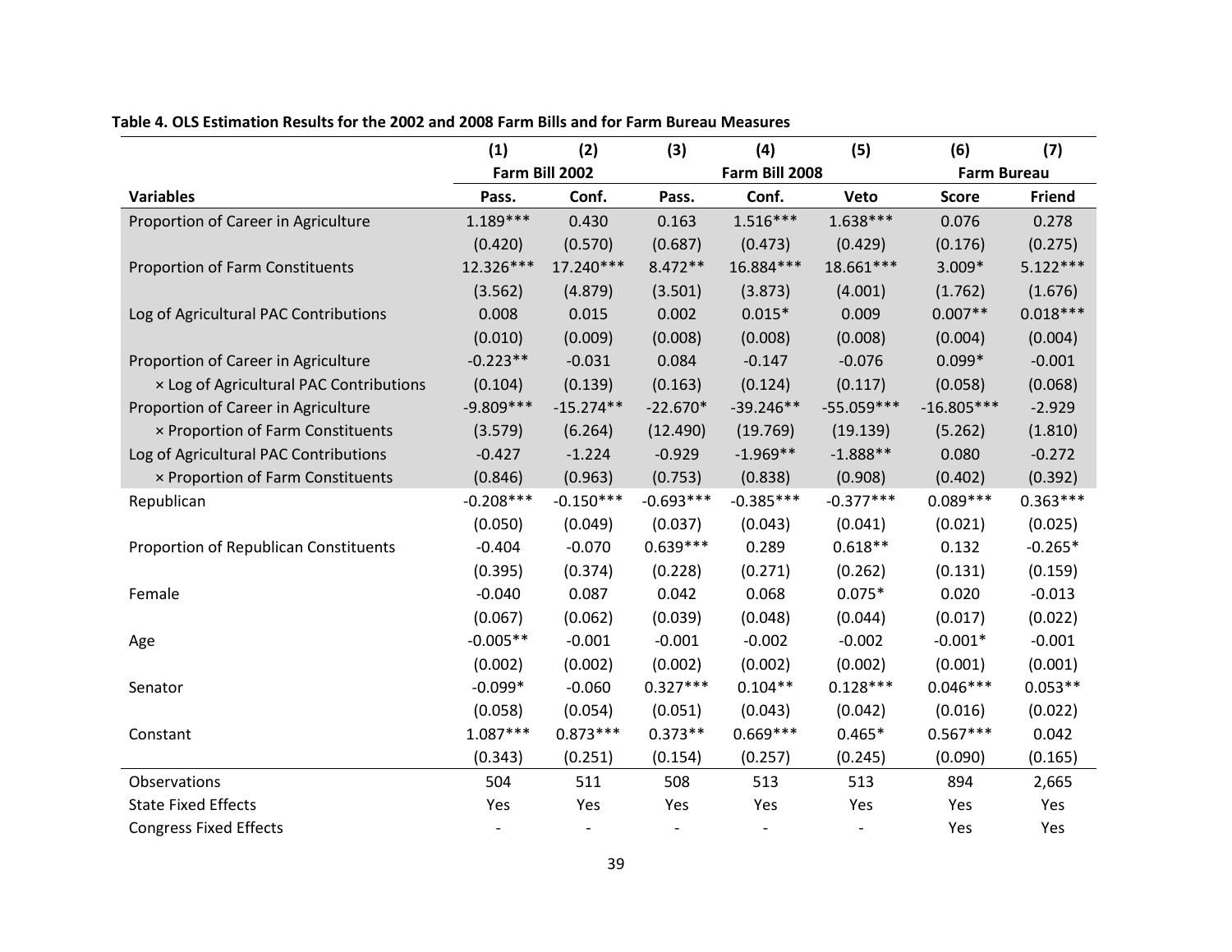**Table 4. OLS Estimation Results for the 2002 and 2008 Farm Bills and for Farm Bureau Measures**

| | (1) | (2) | (3) | (4) | (5) | (6) | (7) |
|---|---|---|---|---|---|---|---|
| | Farm Bill 2002 | | Farm Bill 2008 | | | Farm Bureau | |
| **Variables** | **Pass.** | **Conf.** | **Pass.** | **Conf.** | **Veto** | **Score** | **Friend** |
| Proportion of Career in Agriculture | 1.189*** | 0.430 | 0.163 | 1.516*** | 1.638*** | 0.076 | 0.278 |
| | (0.420) | (0.570) | (0.687) | (0.473) | (0.429) | (0.176) | (0.275) |
| Proportion of Farm Constituents | 12.326*** | 17.240*** | 8.472** | 16.884*** | 18.661*** | 3.009* | 5.122*** |
| | (3.562) | (4.879) | (3.501) | (3.873) | (4.001) | (1.762) | (1.676) |
| Log of Agricultural PAC Contributions | 0.008 | 0.015 | 0.002 | 0.015* | 0.009 | 0.007** | 0.018*** |
| | (0.010) | (0.009) | (0.008) | (0.008) | (0.008) | (0.004) | (0.004) |
| Proportion of Career in Agriculture × Log of Agricultural PAC Contributions | -0.223** | -0.031 | 0.084 | -0.147 | -0.076 | 0.099* | -0.001 |
| | (0.104) | (0.139) | (0.163) | (0.124) | (0.117) | (0.058) | (0.068) |
| Proportion of Career in Agriculture × Proportion of Farm Constituents | -9.809*** | -15.274** | -22.670* | -39.246** | -55.059*** | -16.805*** | -2.929 |
| | (3.579) | (6.264) | (12.490) | (19.769) | (19.139) | (5.262) | (1.810) |
| Log of Agricultural PAC Contributions × Proportion of Farm Constituents | -0.427 | -1.224 | -0.929 | -1.969** | -1.888** | 0.080 | -0.272 |
| | (0.846) | (0.963) | (0.753) | (0.838) | (0.908) | (0.402) | (0.392) |
| Republican | -0.208*** | -0.150*** | -0.693*** | -0.385*** | -0.377*** | 0.089*** | 0.363*** |
| | (0.050) | (0.049) | (0.037) | (0.043) | (0.041) | (0.021) | (0.025) |
| Proportion of Republican Constituents | -0.404 | -0.070 | 0.639*** | 0.289 | 0.618** | 0.132 | -0.265* |
| | (0.395) | (0.374) | (0.228) | (0.271) | (0.262) | (0.131) | (0.159) |
| Female | -0.040 | 0.087 | 0.042 | 0.068 | 0.075* | 0.020 | -0.013 |
| | (0.067) | (0.062) | (0.039) | (0.048) | (0.044) | (0.017) | (0.022) |
| Age | -0.005** | -0.001 | -0.001 | -0.002 | -0.002 | -0.001* | -0.001 |
| | (0.002) | (0.002) | (0.002) | (0.002) | (0.002) | (0.001) | (0.001) |
| Senator | -0.099* | -0.060 | 0.327*** | 0.104** | 0.128*** | 0.046*** | 0.053** |
| | (0.058) | (0.054) | (0.051) | (0.043) | (0.042) | (0.016) | (0.022) |
| Constant | 1.087*** | 0.873*** | 0.373** | 0.669*** | 0.465* | 0.567*** | 0.042 |
| | (0.343) | (0.251) | (0.154) | (0.257) | (0.245) | (0.090) | (0.165) |
| Observations | 504 | 511 | 508 | 513 | 513 | 894 | 2,665 |
| State Fixed Effects | Yes | Yes | Yes | Yes | Yes | Yes | Yes |
| Congress Fixed Effects | - | - | - | - | - | Yes | Yes |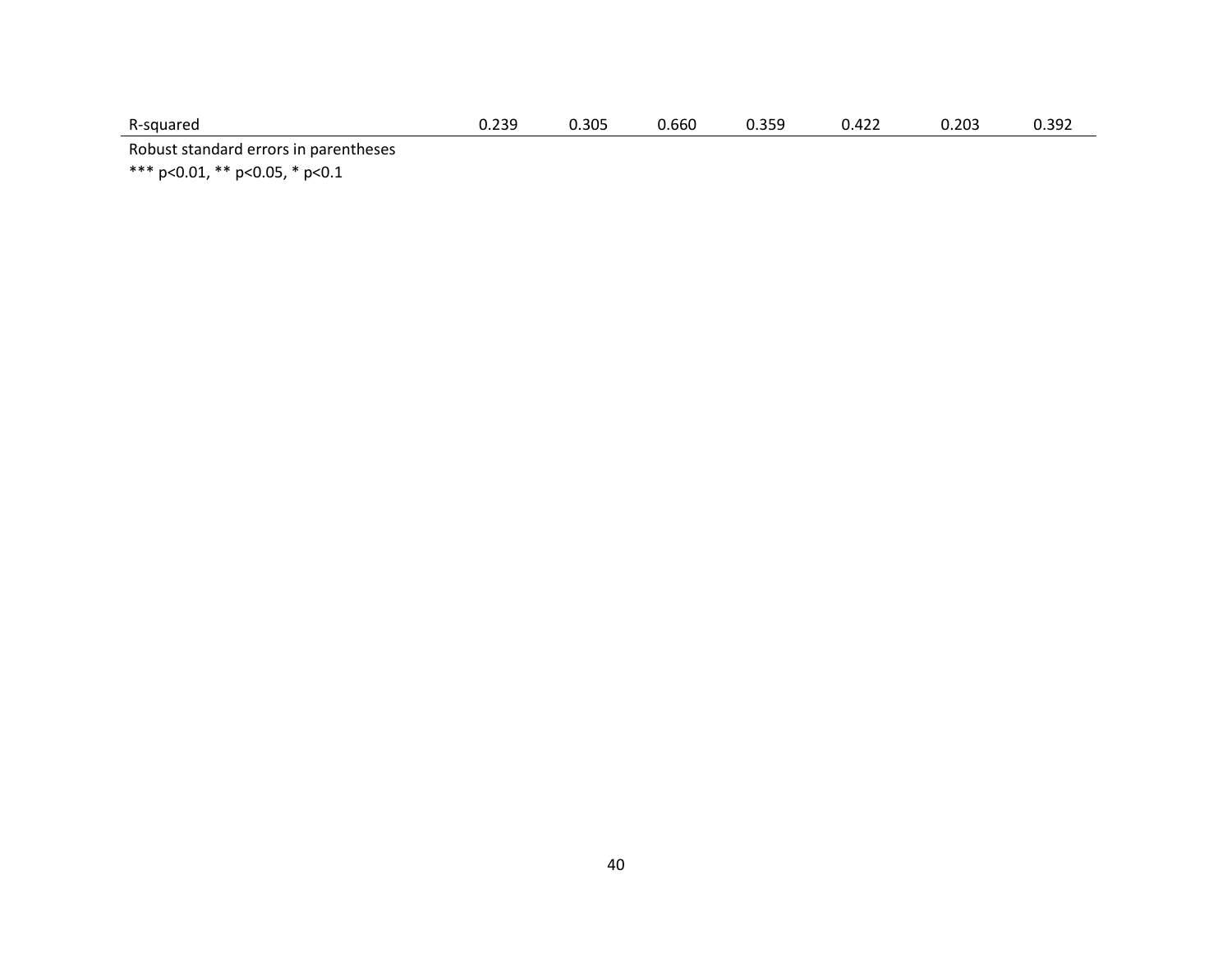| | | | | | | | |
|---|---|---|---|---|---|---|---|
| R-squared | 0.239 | 0.305 | 0.660 | 0.359 | 0.422 | 0.203 | 0.392 |

Robust standard errors in parentheses

*** p<0.01, ** p<0.05, * p<0.1